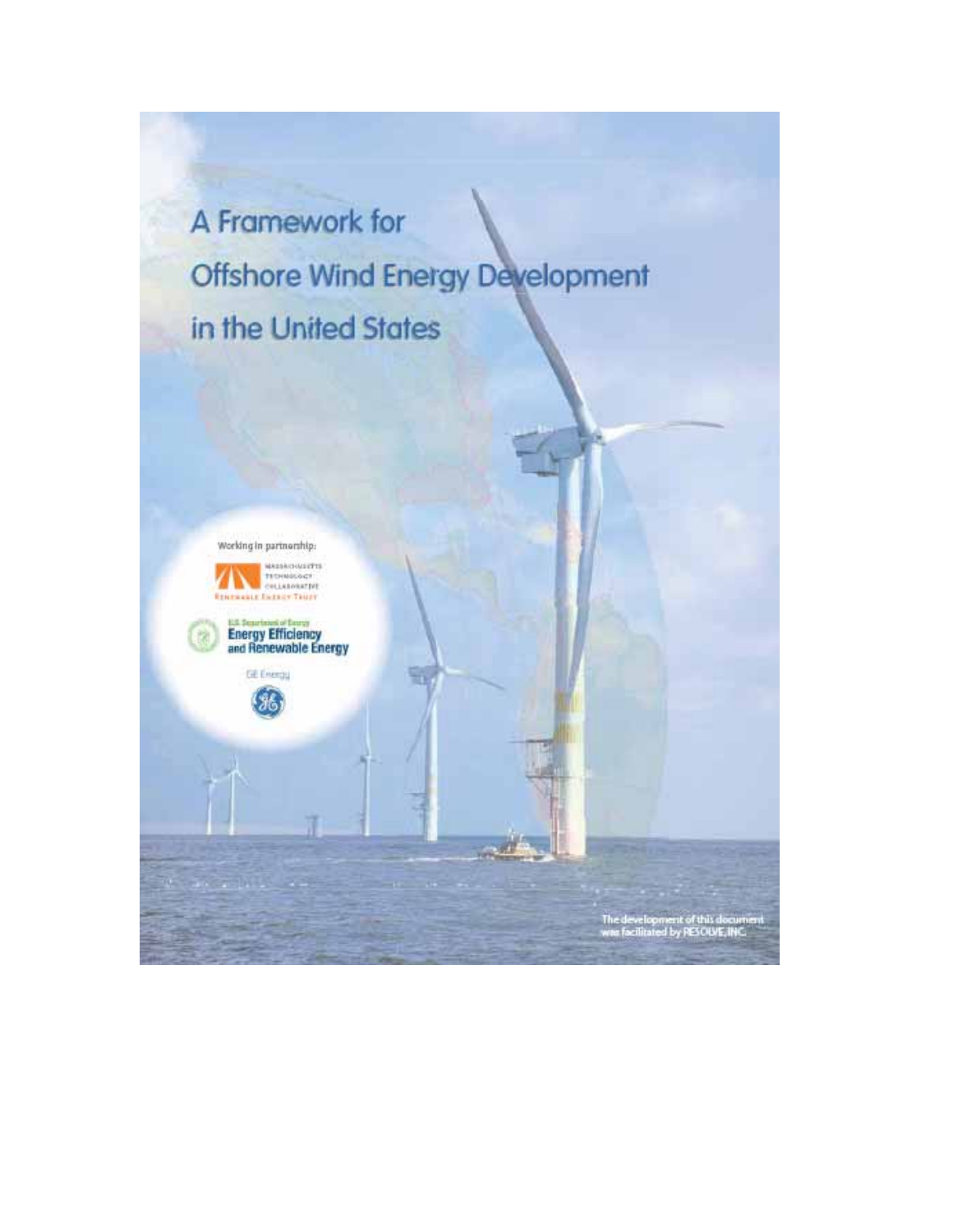# A Framework for Offshore Wind Energy Development in the United States

Working in partnership:

Massachusetts Technology Collaborative
Renewable Energy Trust

U.S. Department of Energy
Energy Efficiency and Renewable Energy

GE Energy

The development of this document was facilitated by RESOLVE, INC.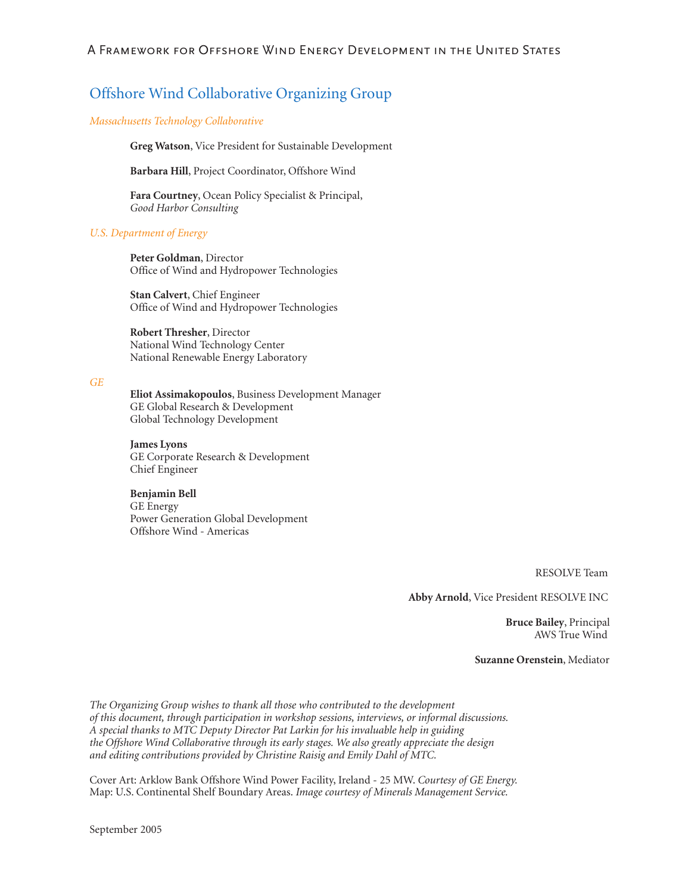## Offshore Wind Collaborative Organizing Group

*Massachusetts Technology Collaborative*

**Greg Watson**, Vice President for Sustainable Development

**Barbara Hill**, Project Coordinator, Offshore Wind

**Fara Courtney**, Ocean Policy Specialist & Principal,
*Good Harbor Consulting*

*U.S. Department of Energy*

**Peter Goldman**, Director
Office of Wind and Hydropower Technologies

**Stan Calvert**, Chief Engineer
Office of Wind and Hydropower Technologies

**Robert Thresher**, Director
National Wind Technology Center
National Renewable Energy Laboratory

*GE*

**Eliot Assimakopoulos**, Business Development Manager
GE Global Research & Development
Global Technology Development

**James Lyons**
GE Corporate Research & Development
Chief Engineer

**Benjamin Bell**
GE Energy
Power Generation Global Development
Offshore Wind - Americas

RESOLVE Team

**Abby Arnold**, Vice President RESOLVE INC

**Bruce Bailey**, Principal
AWS True Wind

**Suzanne Orenstein**, Mediator

*The Organizing Group wishes to thank all those who contributed to the development of this document, through participation in workshop sessions, interviews, or informal discussions. A special thanks to MTC Deputy Director Pat Larkin for his invaluable help in guiding the Offshore Wind Collaborative through its early stages. We also greatly appreciate the design and editing contributions provided by Christine Raisig and Emily Dahl of MTC.*

Cover Art: Arklow Bank Offshore Wind Power Facility, Ireland - 25 MW. *Courtesy of GE Energy.*
Map: U.S. Continental Shelf Boundary Areas. *Image courtesy of Minerals Management Service.*

September 2005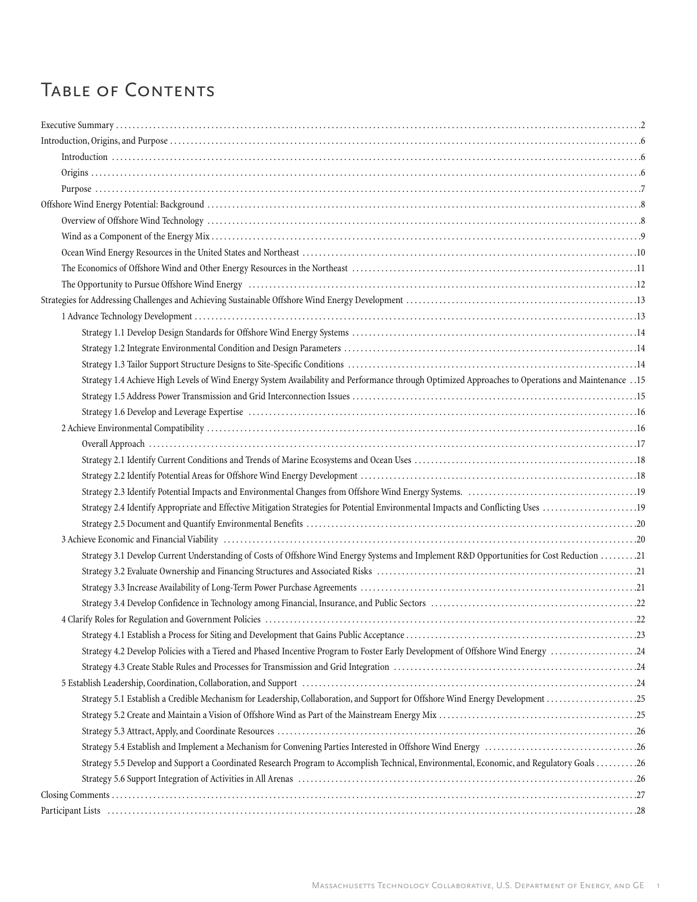# Table of Contents

Executive Summary ....... 2

Introduction, Origins, and Purpose ....... 6

- Introduction ....... 6
- Origins ....... 6
- Purpose ....... 7

Offshore Wind Energy Potential: Background ....... 8

- Overview of Offshore Wind Technology ....... 8
- Wind as a Component of the Energy Mix ....... 9
- Ocean Wind Energy Resources in the United States and Northeast ....... 10
- The Economics of Offshore Wind and Other Energy Resources in the Northeast ....... 11
- The Opportunity to Pursue Offshore Wind Energy ....... 12

Strategies for Addressing Challenges and Achieving Sustainable Offshore Wind Energy Development ....... 13

- 1 Advance Technology Development ....... 13
  - Strategy 1.1 Develop Design Standards for Offshore Wind Energy Systems ....... 14
  - Strategy 1.2 Integrate Environmental Condition and Design Parameters ....... 14
  - Strategy 1.3 Tailor Support Structure Designs to Site-Specific Conditions ....... 14
  - Strategy 1.4 Achieve High Levels of Wind Energy System Availability and Performance through Optimized Approaches to Operations and Maintenance ....... 15
  - Strategy 1.5 Address Power Transmission and Grid Interconnection Issues ....... 15
  - Strategy 1.6 Develop and Leverage Expertise ....... 16
- 2 Achieve Environmental Compatibility ....... 16
  - Overall Approach ....... 17
  - Strategy 2.1 Identify Current Conditions and Trends of Marine Ecosystems and Ocean Uses ....... 18
  - Strategy 2.2 Identify Potential Areas for Offshore Wind Energy Development ....... 18
  - Strategy 2.3 Identify Potential Impacts and Environmental Changes from Offshore Wind Energy Systems. ....... 19
  - Strategy 2.4 Identify Appropriate and Effective Mitigation Strategies for Potential Environmental Impacts and Conflicting Uses ....... 19
  - Strategy 2.5 Document and Quantify Environmental Benefits ....... 20
- 3 Achieve Economic and Financial Viability ....... 20
  - Strategy 3.1 Develop Current Understanding of Costs of Offshore Wind Energy Systems and Implement R&D Opportunities for Cost Reduction ....... 21
  - Strategy 3.2 Evaluate Ownership and Financing Structures and Associated Risks ....... 21
  - Strategy 3.3 Increase Availability of Long-Term Power Purchase Agreements ....... 21
  - Strategy 3.4 Develop Confidence in Technology among Financial, Insurance, and Public Sectors ....... 22
- 4 Clarify Roles for Regulation and Government Policies ....... 22
  - Strategy 4.1 Establish a Process for Siting and Development that Gains Public Acceptance ....... 23
  - Strategy 4.2 Develop Policies with a Tiered and Phased Incentive Program to Foster Early Development of Offshore Wind Energy ....... 24
  - Strategy 4.3 Create Stable Rules and Processes for Transmission and Grid Integration ....... 24
- 5 Establish Leadership, Coordination, Collaboration, and Support ....... 24
  - Strategy 5.1 Establish a Credible Mechanism for Leadership, Collaboration, and Support for Offshore Wind Energy Development ....... 25
  - Strategy 5.2 Create and Maintain a Vision of Offshore Wind as Part of the Mainstream Energy Mix ....... 25
  - Strategy 5.3 Attract, Apply, and Coordinate Resources ....... 26
  - Strategy 5.4 Establish and Implement a Mechanism for Convening Parties Interested in Offshore Wind Energy ....... 26
  - Strategy 5.5 Develop and Support a Coordinated Research Program to Accomplish Technical, Environmental, Economic, and Regulatory Goals ....... 26
  - Strategy 5.6 Support Integration of Activities in All Arenas ....... 26

Closing Comments ....... 27

Participant Lists ....... 28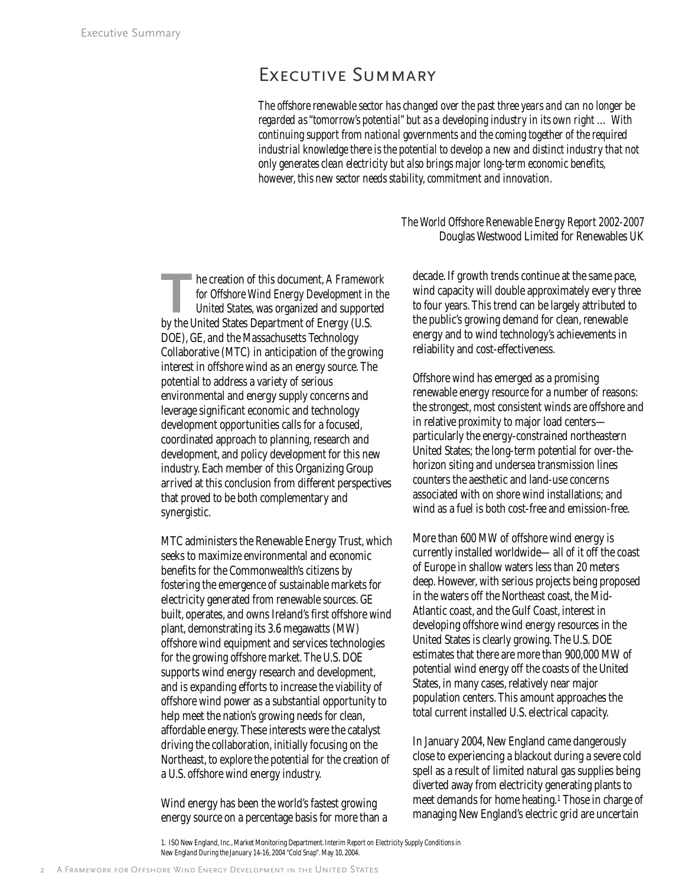# Executive Summary

*The offshore renewable sector has changed over the past three years and can no longer be regarded as "tomorrow's potential" but as a developing industry in its own right … With continuing support from national governments and the coming together of the required industrial knowledge there is the potential to develop a new and distinct industry that not only generates clean electricity but also brings major long-term economic benefits, however, this new sector needs stability, commitment and innovation.*

*The World Offshore Renewable Energy Report 2002-2007*
Douglas Westwood Limited for Renewables UK

The creation of this document, *A Framework for Offshore Wind Energy Development in the United States*, was organized and supported by the United States Department of Energy (U.S. DOE), GE, and the Massachusetts Technology Collaborative (MTC) in anticipation of the growing interest in offshore wind as an energy source. The potential to address a variety of serious environmental and energy supply concerns and leverage significant economic and technology development opportunities calls for a focused, coordinated approach to planning, research and development, and policy development for this new industry. Each member of this Organizing Group arrived at this conclusion from different perspectives that proved to be both complementary and synergistic.

MTC administers the Renewable Energy Trust, which seeks to maximize environmental and economic benefits for the Commonwealth's citizens by fostering the emergence of sustainable markets for electricity generated from renewable sources. GE built, operates, and owns Ireland's first offshore wind plant, demonstrating its 3.6 megawatts (MW) offshore wind equipment and services technologies for the growing offshore market. The U.S. DOE supports wind energy research and development, and is expanding efforts to increase the viability of offshore wind power as a substantial opportunity to help meet the nation's growing needs for clean, affordable energy. These interests were the catalyst driving the collaboration, initially focusing on the Northeast, to explore the potential for the creation of a U.S. offshore wind energy industry.

Wind energy has been the world's fastest growing energy source on a percentage basis for more than a decade. If growth trends continue at the same pace, wind capacity will double approximately every three to four years. This trend can be largely attributed to the public's growing demand for clean, renewable energy and to wind technology's achievements in reliability and cost-effectiveness.

Offshore wind has emerged as a promising renewable energy resource for a number of reasons: the strongest, most consistent winds are offshore and in relative proximity to major load centers—particularly the energy-constrained northeastern United States; the long-term potential for over-the-horizon siting and undersea transmission lines counters the aesthetic and land-use concerns associated with on shore wind installations; and wind as a fuel is both cost-free and emission-free.

More than 600 MW of offshore wind energy is currently installed worldwide— all of it off the coast of Europe in shallow waters less than 20 meters deep. However, with serious projects being proposed in the waters off the Northeast coast, the Mid-Atlantic coast, and the Gulf Coast, interest in developing offshore wind energy resources in the United States is clearly growing. The U.S. DOE estimates that there are more than 900,000 MW of potential wind energy off the coasts of the United States, in many cases, relatively near major population centers. This amount approaches the total current installed U.S. electrical capacity.

In January 2004, New England came dangerously close to experiencing a blackout during a severe cold spell as a result of limited natural gas supplies being diverted away from electricity generating plants to meet demands for home heating.[1] Those in charge of managing New England's electric grid are uncertain

1. ISO New England, Inc., Market Monitoring Department. Interim Report on Electricity Supply Conditions in New England During the January 14-16, 2004 "Cold Snap". May 10, 2004.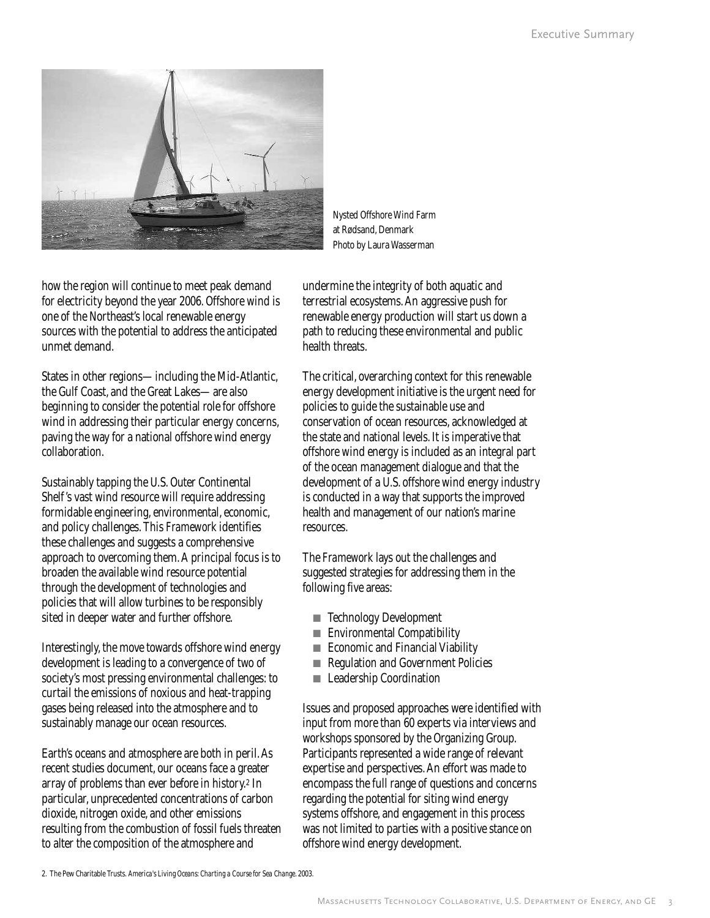Nysted Offshore Wind Farm
at Rødsand, Denmark
Photo by Laura Wasserman

how the region will continue to meet peak demand for electricity beyond the year 2006. Offshore wind is one of the Northeast's local renewable energy sources with the potential to address the anticipated unmet demand.

States in other regions—including the Mid-Atlantic, the Gulf Coast, and the Great Lakes—are also beginning to consider the potential role for offshore wind in addressing their particular energy concerns, paving the way for a national offshore wind energy collaboration.

Sustainably tapping the U.S. Outer Continental Shelf's vast wind resource will require addressing formidable engineering, environmental, economic, and policy challenges. This *Framework* identifies these challenges and suggests a comprehensive approach to overcoming them. A principal focus is to broaden the available wind resource potential through the development of technologies and policies that will allow turbines to be responsibly sited in deeper water and further offshore.

Interestingly, the move towards offshore wind energy development is leading to a convergence of two of society's most pressing environmental challenges: to curtail the emissions of noxious and heat-trapping gases being released into the atmosphere and to sustainably manage our ocean resources.

Earth's oceans and atmosphere are both in peril. As recent studies document, our oceans face a greater array of problems than ever before in history.[2] In particular, unprecedented concentrations of carbon dioxide, nitrogen oxide, and other emissions resulting from the combustion of fossil fuels threaten to alter the composition of the atmosphere and undermine the integrity of both aquatic and terrestrial ecosystems. An aggressive push for renewable energy production will start us down a path to reducing these environmental and public health threats.

The critical, overarching context for this renewable energy development initiative is the urgent need for policies to guide the sustainable use and conservation of ocean resources, acknowledged at the state and national levels. It is imperative that offshore wind energy is included as an integral part of the ocean management dialogue and that the development of a U.S. offshore wind energy industry is conducted in a way that supports the improved health and management of our nation's marine resources.

The *Framework* lays out the challenges and suggested strategies for addressing them in the following five areas:

- Technology Development
- Environmental Compatibility
- Economic and Financial Viability
- Regulation and Government Policies
- Leadership Coordination

Issues and proposed approaches were identified with input from more than 60 experts via interviews and workshops sponsored by the Organizing Group. Participants represented a wide range of relevant expertise and perspectives. An effort was made to encompass the full range of questions and concerns regarding the potential for siting wind energy systems offshore, and engagement in this process was not limited to parties with a positive stance on offshore wind energy development.

2. The Pew Charitable Trusts. *America's Living Oceans: Charting a Course for Sea Change*. 2003.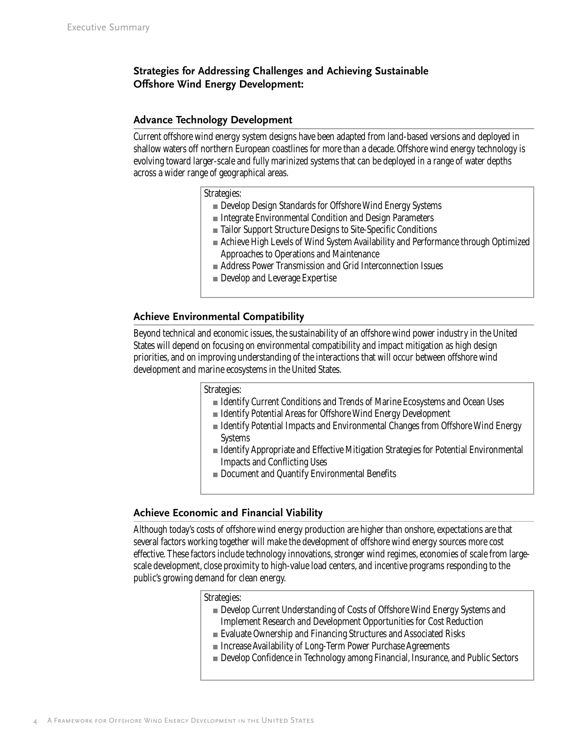## Strategies for Addressing Challenges and Achieving Sustainable Offshore Wind Energy Development:

### Advance Technology Development

Current offshore wind energy system designs have been adapted from land-based versions and deployed in shallow waters off northern European coastlines for more than a decade. Offshore wind energy technology is evolving toward larger-scale and fully marinized systems that can be deployed in a range of water depths across a wider range of geographical areas.

Strategies:

- Develop Design Standards for Offshore Wind Energy Systems
- Integrate Environmental Condition and Design Parameters
- Tailor Support Structure Designs to Site-Specific Conditions
- Achieve High Levels of Wind System Availability and Performance through Optimized Approaches to Operations and Maintenance
- Address Power Transmission and Grid Interconnection Issues
- Develop and Leverage Expertise

### Achieve Environmental Compatibility

Beyond technical and economic issues, the sustainability of an offshore wind power industry in the United States will depend on focusing on environmental compatibility and impact mitigation as high design priorities, and on improving understanding of the interactions that will occur between offshore wind development and marine ecosystems in the United States.

Strategies:

- Identify Current Conditions and Trends of Marine Ecosystems and Ocean Uses
- Identify Potential Areas for Offshore Wind Energy Development
- Identify Potential Impacts and Environmental Changes from Offshore Wind Energy Systems
- Identify Appropriate and Effective Mitigation Strategies for Potential Environmental Impacts and Conflicting Uses
- Document and Quantify Environmental Benefits

### Achieve Economic and Financial Viability

Although today's costs of offshore wind energy production are higher than onshore, expectations are that several factors working together will make the development of offshore wind energy sources more cost effective. These factors include technology innovations, stronger wind regimes, economies of scale from large-scale development, close proximity to high-value load centers, and incentive programs responding to the public's growing demand for clean energy.

Strategies:

- Develop Current Understanding of Costs of Offshore Wind Energy Systems and Implement Research and Development Opportunities for Cost Reduction
- Evaluate Ownership and Financing Structures and Associated Risks
- Increase Availability of Long-Term Power Purchase Agreements
- Develop Confidence in Technology among Financial, Insurance, and Public Sectors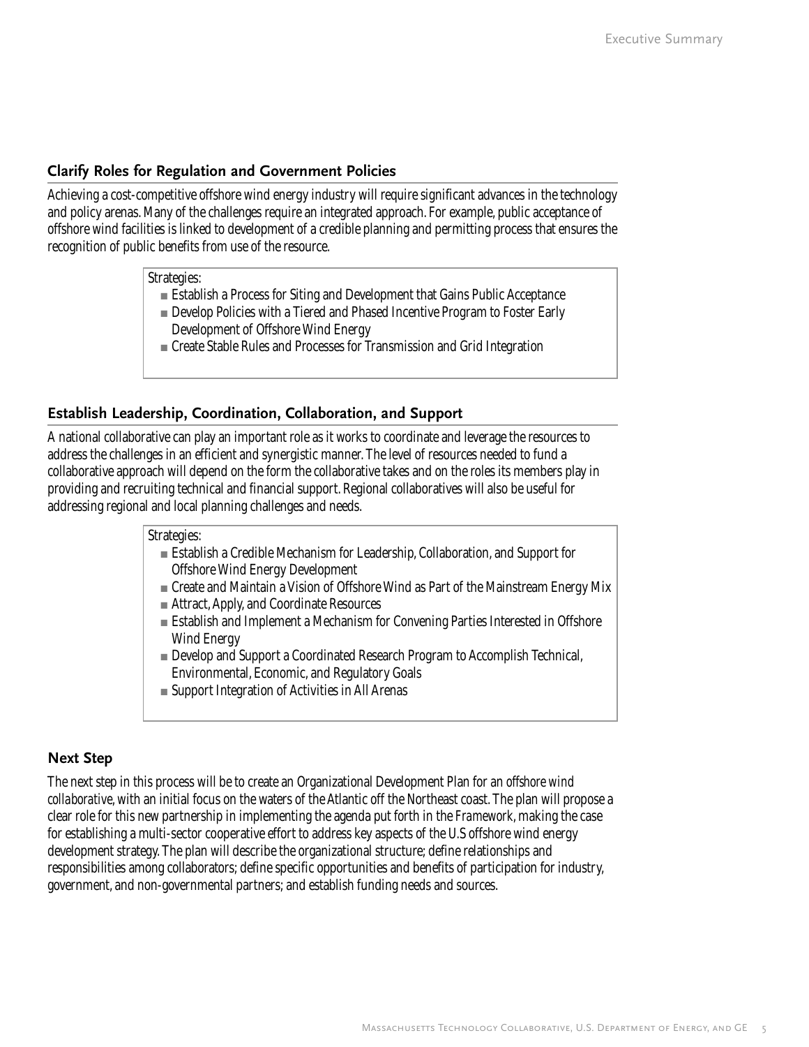### Clarify Roles for Regulation and Government Policies

Achieving a cost-competitive offshore wind energy industry will require significant advances in the technology and policy arenas. Many of the challenges require an integrated approach. For example, public acceptance of offshore wind facilities is linked to development of a credible planning and permitting process that ensures the recognition of public benefits from use of the resource.

Strategies:

- Establish a Process for Siting and Development that Gains Public Acceptance
- Develop Policies with a Tiered and Phased Incentive Program to Foster Early Development of Offshore Wind Energy
- Create Stable Rules and Processes for Transmission and Grid Integration

### Establish Leadership, Coordination, Collaboration, and Support

A national collaborative can play an important role as it works to coordinate and leverage the resources to address the challenges in an efficient and synergistic manner. The level of resources needed to fund a collaborative approach will depend on the form the collaborative takes and on the roles its members play in providing and recruiting technical and financial support. Regional collaboratives will also be useful for addressing regional and local planning challenges and needs.

Strategies:

- Establish a Credible Mechanism for Leadership, Collaboration, and Support for Offshore Wind Energy Development
- Create and Maintain a Vision of Offshore Wind as Part of the Mainstream Energy Mix
- Attract, Apply, and Coordinate Resources
- Establish and Implement a Mechanism for Convening Parties Interested in Offshore Wind Energy
- Develop and Support a Coordinated Research Program to Accomplish Technical, Environmental, Economic, and Regulatory Goals
- Support Integration of Activities in All Arenas

### Next Step

The next step in this process will be to create an Organizational Development Plan for an *offshore wind collaborative*, with an initial focus on the waters of the Atlantic off the Northeast coast. The plan will propose a clear role for this new partnership in implementing the agenda put forth in the *Framework*, making the case for establishing a multi-sector cooperative effort to address key aspects of the U.S offshore wind energy development strategy. The plan will describe the organizational structure; define relationships and responsibilities among collaborators; define specific opportunities and benefits of participation for industry, government, and non-governmental partners; and establish funding needs and sources.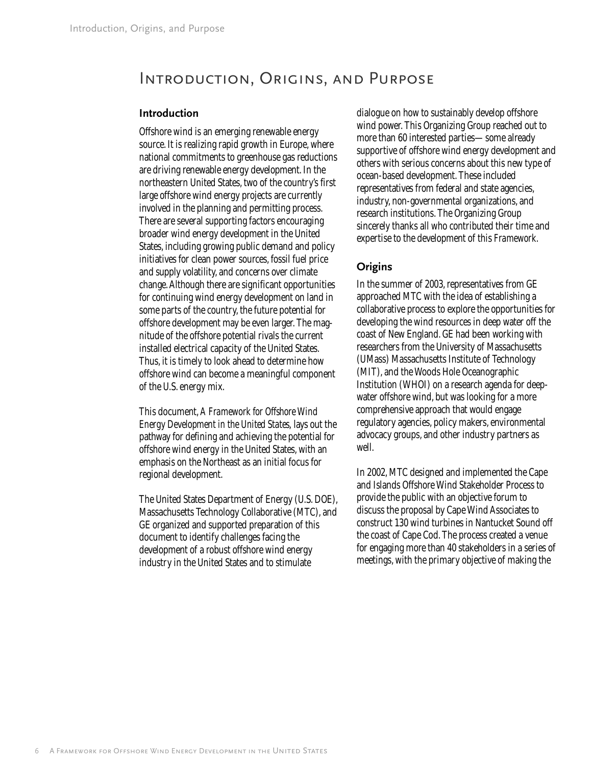# Introduction, Origins, and Purpose

## Introduction

Offshore wind is an emerging renewable energy source. It is realizing rapid growth in Europe, where national commitments to greenhouse gas reductions are driving renewable energy development. In the northeastern United States, two of the country's first large offshore wind energy projects are currently involved in the planning and permitting process. There are several supporting factors encouraging broader wind energy development in the United States, including growing public demand and policy initiatives for clean power sources, fossil fuel price and supply volatility, and concerns over climate change. Although there are significant opportunities for continuing wind energy development on land in some parts of the country, the future potential for offshore development may be even larger. The magnitude of the offshore potential rivals the current installed electrical capacity of the United States. Thus, it is timely to look ahead to determine how offshore wind can become a meaningful component of the U.S. energy mix.

This document, *A Framework for Offshore Wind Energy Development in the United States*, lays out the pathway for defining and achieving the potential for offshore wind energy in the United States, with an emphasis on the Northeast as an initial focus for regional development.

The United States Department of Energy (U.S. DOE), Massachusetts Technology Collaborative (MTC), and GE organized and supported preparation of this document to identify challenges facing the development of a robust offshore wind energy industry in the United States and to stimulate dialogue on how to sustainably develop offshore wind power. This Organizing Group reached out to more than 60 interested parties— some already supportive of offshore wind energy development and others with serious concerns about this new type of ocean-based development. These included representatives from federal and state agencies, industry, non-governmental organizations, and research institutions. The Organizing Group sincerely thanks all who contributed their time and expertise to the development of this *Framework*.

## Origins

In the summer of 2003, representatives from GE approached MTC with the idea of establishing a collaborative process to explore the opportunities for developing the wind resources in deep water off the coast of New England. GE had been working with researchers from the University of Massachusetts (UMass) Massachusetts Institute of Technology (MIT), and the Woods Hole Oceanographic Institution (WHOI) on a research agenda for deep-water offshore wind, but was looking for a more comprehensive approach that would engage regulatory agencies, policy makers, environmental advocacy groups, and other industry partners as well.

In 2002, MTC designed and implemented the Cape and Islands Offshore Wind Stakeholder Process to provide the public with an objective forum to discuss the proposal by Cape Wind Associates to construct 130 wind turbines in Nantucket Sound off the coast of Cape Cod. The process created a venue for engaging more than 40 stakeholders in a series of meetings, with the primary objective of making the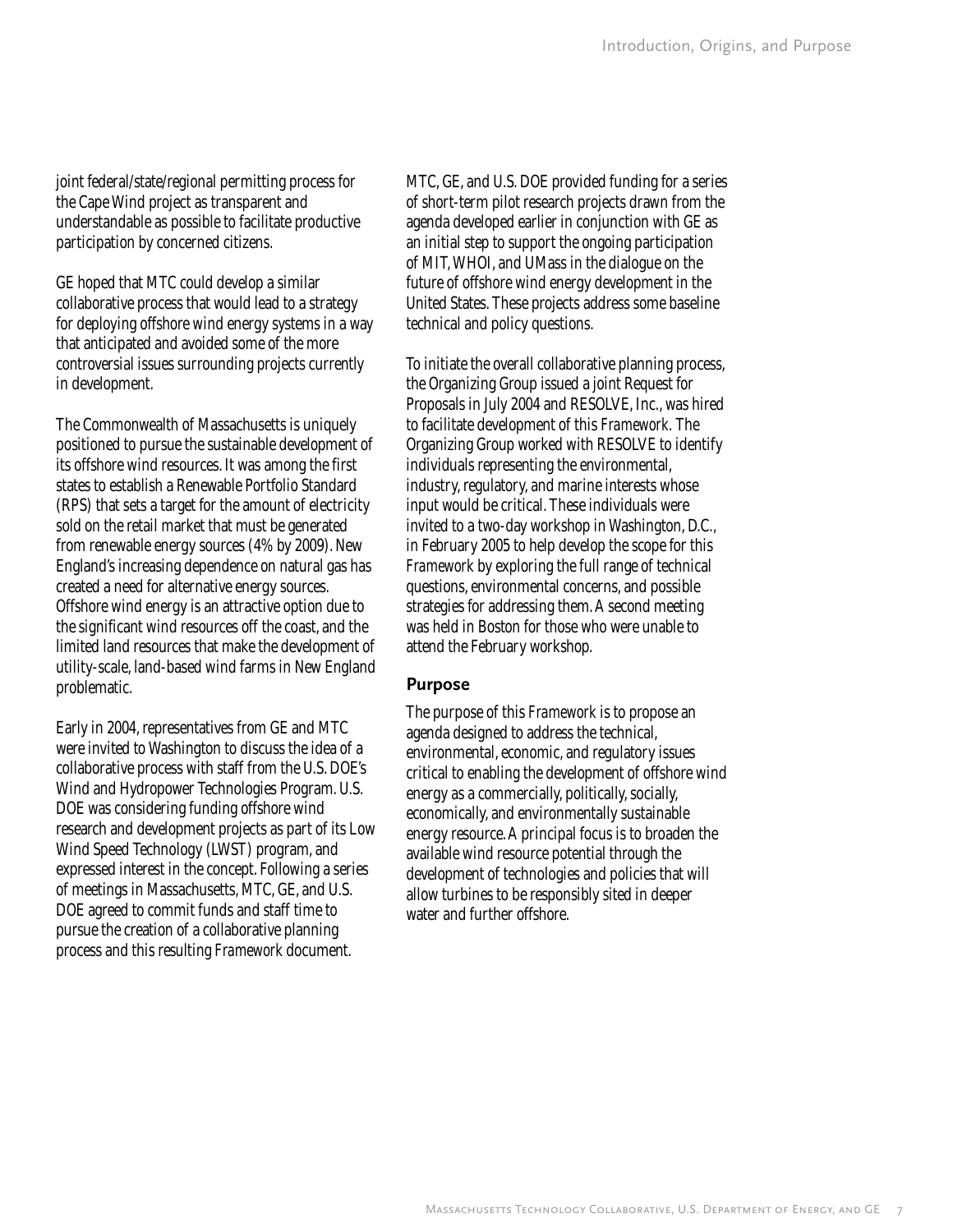joint federal/state/regional permitting process for the Cape Wind project as transparent and understandable as possible to facilitate productive participation by concerned citizens.

GE hoped that MTC could develop a similar collaborative process that would lead to a strategy for deploying offshore wind energy systems in a way that anticipated and avoided some of the more controversial issues surrounding projects currently in development.

The Commonwealth of Massachusetts is uniquely positioned to pursue the sustainable development of its offshore wind resources. It was among the first states to establish a Renewable Portfolio Standard (RPS) that sets a target for the amount of electricity sold on the retail market that must be generated from renewable energy sources (4% by 2009). New England's increasing dependence on natural gas has created a need for alternative energy sources. Offshore wind energy is an attractive option due to the significant wind resources off the coast, and the limited land resources that make the development of utility-scale, land-based wind farms in New England problematic.

Early in 2004, representatives from GE and MTC were invited to Washington to discuss the idea of a collaborative process with staff from the U.S. DOE's Wind and Hydropower Technologies Program. U.S. DOE was considering funding offshore wind research and development projects as part of its Low Wind Speed Technology (LWST) program, and expressed interest in the concept. Following a series of meetings in Massachusetts, MTC, GE, and U.S. DOE agreed to commit funds and staff time to pursue the creation of a collaborative planning process and this resulting *Framework* document.

MTC, GE, and U.S. DOE provided funding for a series of short-term pilot research projects drawn from the agenda developed earlier in conjunction with GE as an initial step to support the ongoing participation of MIT, WHOI, and UMass in the dialogue on the future of offshore wind energy development in the United States. These projects address some baseline technical and policy questions.

To initiate the overall collaborative planning process, the Organizing Group issued a joint Request for Proposals in July 2004 and RESOLVE, Inc., was hired to facilitate development of this *Framework*. The Organizing Group worked with RESOLVE to identify individuals representing the environmental, industry, regulatory, and marine interests whose input would be critical. These individuals were invited to a two-day workshop in Washington, D.C., in February 2005 to help develop the scope for this *Framework* by exploring the full range of technical questions, environmental concerns, and possible strategies for addressing them. A second meeting was held in Boston for those who were unable to attend the February workshop.

## Purpose

The purpose of this *Framework* is to propose an agenda designed to address the technical, environmental, economic, and regulatory issues critical to enabling the development of offshore wind energy as a commercially, politically, socially, economically, and environmentally sustainable energy resource. A principal focus is to broaden the available wind resource potential through the development of technologies and policies that will allow turbines to be responsibly sited in deeper water and further offshore.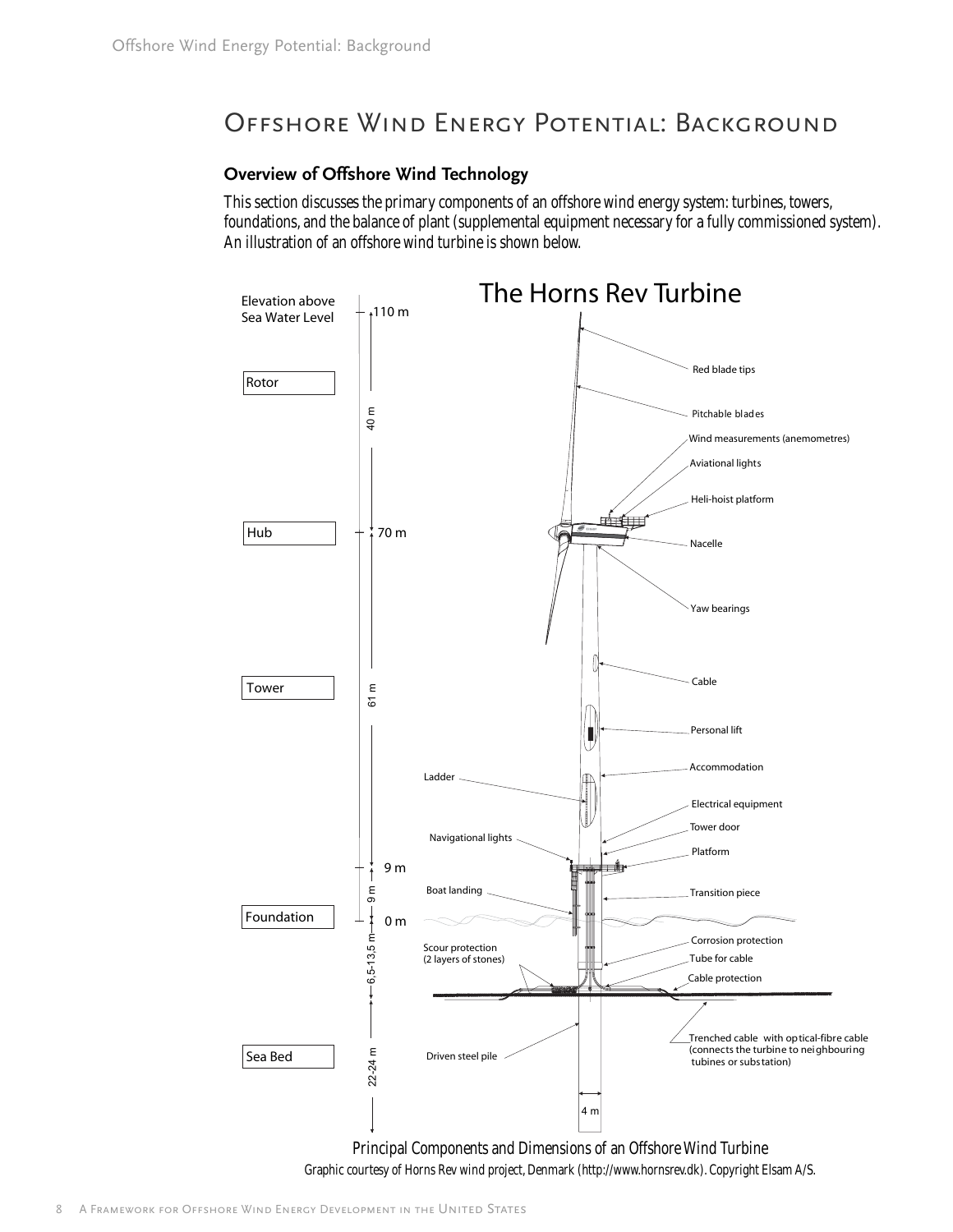# Offshore Wind Energy Potential: Background

## Overview of Offshore Wind Technology

This section discusses the primary components of an offshore wind energy system: turbines, towers, foundations, and the balance of plant (supplemental equipment necessary for a fully commissioned system). An illustration of an offshore wind turbine is shown below.

Principal Components and Dimensions of an Offshore Wind Turbine

Graphic courtesy of Horns Rev wind project, Denmark (http://www.hornsrev.dk). Copyright Elsam A/S.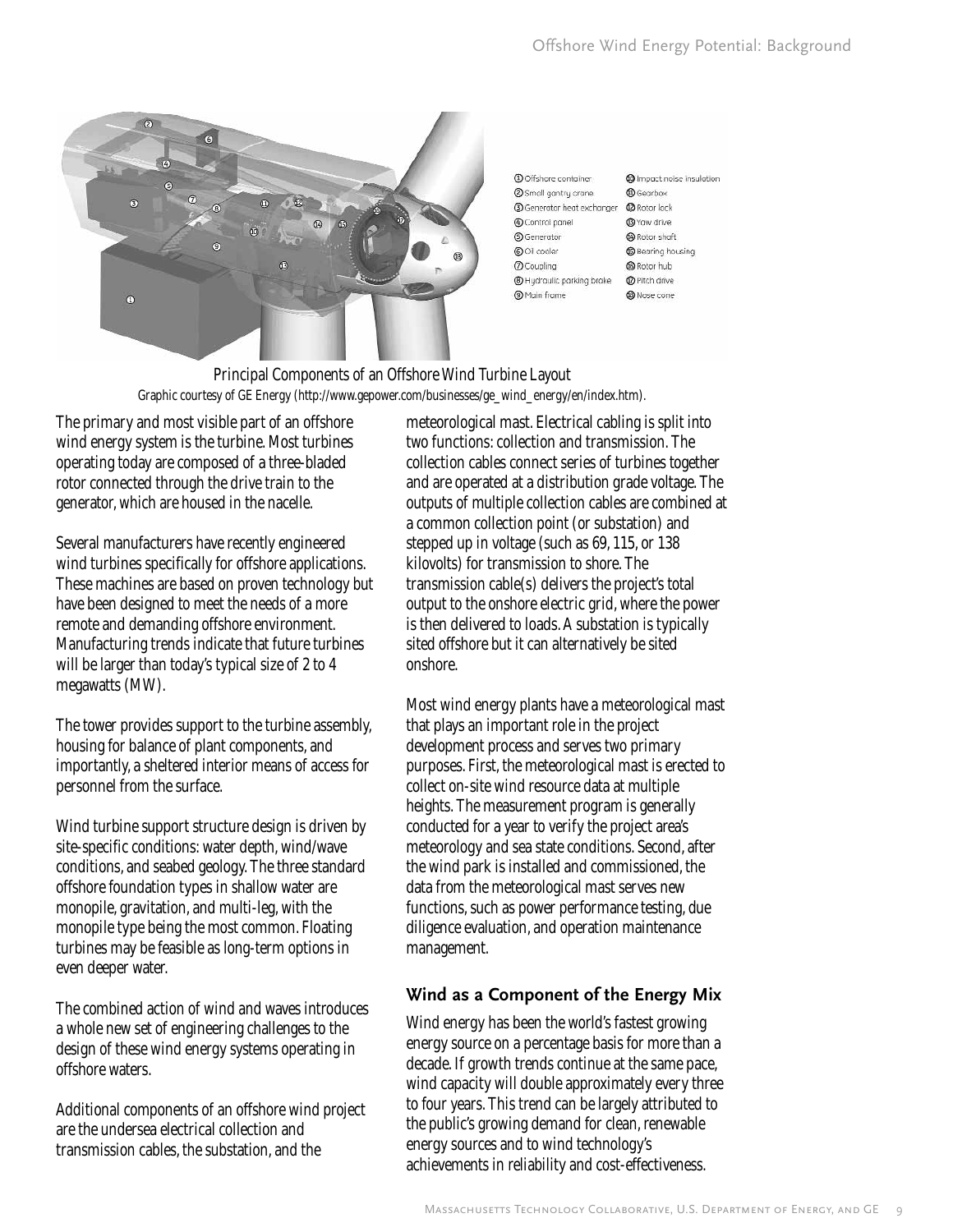Principal Components of an Offshore Wind Turbine Layout

Graphic courtesy of GE Energy (http://www.gepower.com/businesses/ge_wind_energy/en/index.htm).

The primary and most visible part of an offshore wind energy system is the turbine. Most turbines operating today are composed of a three-bladed rotor connected through the drive train to the generator, which are housed in the nacelle.

Several manufacturers have recently engineered wind turbines specifically for offshore applications. These machines are based on proven technology but have been designed to meet the needs of a more remote and demanding offshore environment. Manufacturing trends indicate that future turbines will be larger than today's typical size of 2 to 4 megawatts (MW).

The tower provides support to the turbine assembly, housing for balance of plant components, and importantly, a sheltered interior means of access for personnel from the surface.

Wind turbine support structure design is driven by site-specific conditions: water depth, wind/wave conditions, and seabed geology. The three standard offshore foundation types in shallow water are monopile, gravitation, and multi-leg, with the monopile type being the most common. Floating turbines may be feasible as long-term options in even deeper water.

The combined action of wind and waves introduces a whole new set of engineering challenges to the design of these wind energy systems operating in offshore waters.

Additional components of an offshore wind project are the undersea electrical collection and transmission cables, the substation, and the meteorological mast. Electrical cabling is split into two functions: collection and transmission. The collection cables connect series of turbines together and are operated at a distribution grade voltage. The outputs of multiple collection cables are combined at a common collection point (or substation) and stepped up in voltage (such as 69, 115, or 138 kilovolts) for transmission to shore. The transmission cable(s) delivers the project's total output to the onshore electric grid, where the power is then delivered to loads. A substation is typically sited offshore but it can alternatively be sited onshore.

Most wind energy plants have a meteorological mast that plays an important role in the project development process and serves two primary purposes. First, the meteorological mast is erected to collect on-site wind resource data at multiple heights. The measurement program is generally conducted for a year to verify the project area's meteorology and sea state conditions. Second, after the wind park is installed and commissioned, the data from the meteorological mast serves new functions, such as power performance testing, due diligence evaluation, and operation maintenance management.

## Wind as a Component of the Energy Mix

Wind energy has been the world's fastest growing energy source on a percentage basis for more than a decade. If growth trends continue at the same pace, wind capacity will double approximately every three to four years. This trend can be largely attributed to the public's growing demand for clean, renewable energy sources and to wind technology's achievements in reliability and cost-effectiveness.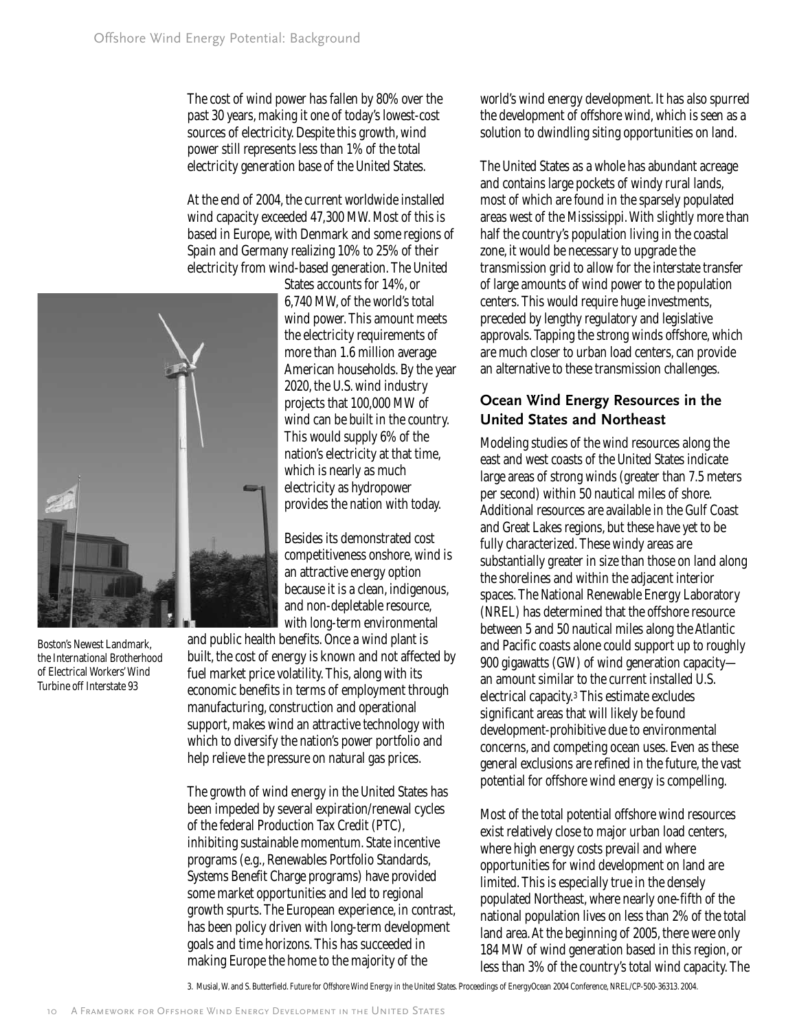The cost of wind power has fallen by 80% over the past 30 years, making it one of today's lowest-cost sources of electricity. Despite this growth, wind power still represents less than 1% of the total electricity generation base of the United States.

At the end of 2004, the current worldwide installed wind capacity exceeded 47,300 MW. Most of this is based in Europe, with Denmark and some regions of Spain and Germany realizing 10% to 25% of their electricity from wind-based generation. The United States accounts for 14%, or 6,740 MW, of the world's total wind power. This amount meets the electricity requirements of more than 1.6 million average American households. By the year 2020, the U.S. wind industry projects that 100,000 MW of wind can be built in the country. This would supply 6% of the nation's electricity at that time, which is nearly as much electricity as hydropower provides the nation with today.

Boston's Newest Landmark, the International Brotherhood of Electrical Workers' Wind Turbine off Interstate 93

Besides its demonstrated cost competitiveness onshore, wind is an attractive energy option because it is a clean, indigenous, and non-depletable resource, with long-term environmental and public health benefits. Once a wind plant is built, the cost of energy is known and not affected by fuel market price volatility. This, along with its economic benefits in terms of employment through manufacturing, construction and operational support, makes wind an attractive technology with which to diversify the nation's power portfolio and help relieve the pressure on natural gas prices.

The growth of wind energy in the United States has been impeded by several expiration/renewal cycles of the federal Production Tax Credit (PTC), inhibiting sustainable momentum. State incentive programs (e.g., Renewables Portfolio Standards, Systems Benefit Charge programs) have provided some market opportunities and led to regional growth spurts. The European experience, in contrast, has been policy driven with long-term development goals and time horizons. This has succeeded in making Europe the home to the majority of the world's wind energy development. It has also spurred the development of offshore wind, which is seen as a solution to dwindling siting opportunities on land.

The United States as a whole has abundant acreage and contains large pockets of windy rural lands, most of which are found in the sparsely populated areas west of the Mississippi. With slightly more than half the country's population living in the coastal zone, it would be necessary to upgrade the transmission grid to allow for the interstate transfer of large amounts of wind power to the population centers. This would require huge investments, preceded by lengthy regulatory and legislative approvals. Tapping the strong winds offshore, which are much closer to urban load centers, can provide an alternative to these transmission challenges.

## Ocean Wind Energy Resources in the United States and Northeast

Modeling studies of the wind resources along the east and west coasts of the United States indicate large areas of strong winds (greater than 7.5 meters per second) within 50 nautical miles of shore. Additional resources are available in the Gulf Coast and Great Lakes regions, but these have yet to be fully characterized. These windy areas are substantially greater in size than those on land along the shorelines and within the adjacent interior spaces. The National Renewable Energy Laboratory (NREL) has determined that the offshore resource between 5 and 50 nautical miles along the Atlantic and Pacific coasts alone could support up to roughly 900 gigawatts (GW) of wind generation capacity—an amount similar to the current installed U.S. electrical capacity.[3] This estimate excludes significant areas that will likely be found development-prohibitive due to environmental concerns, and competing ocean uses. Even as these general exclusions are refined in the future, the vast potential for offshore wind energy is compelling.

Most of the total potential offshore wind resources exist relatively close to major urban load centers, where high energy costs prevail and where opportunities for wind development on land are limited. This is especially true in the densely populated Northeast, where nearly one-fifth of the national population lives on less than 2% of the total land area. At the beginning of 2005, there were only 184 MW of wind generation based in this region, or less than 3% of the country's total wind capacity. The

3. Musial, W. and S. Butterfield. *Future for Offshore Wind Energy in the United States.* Proceedings of EnergyOcean 2004 Conference, NREL/CP-500-36313. 2004.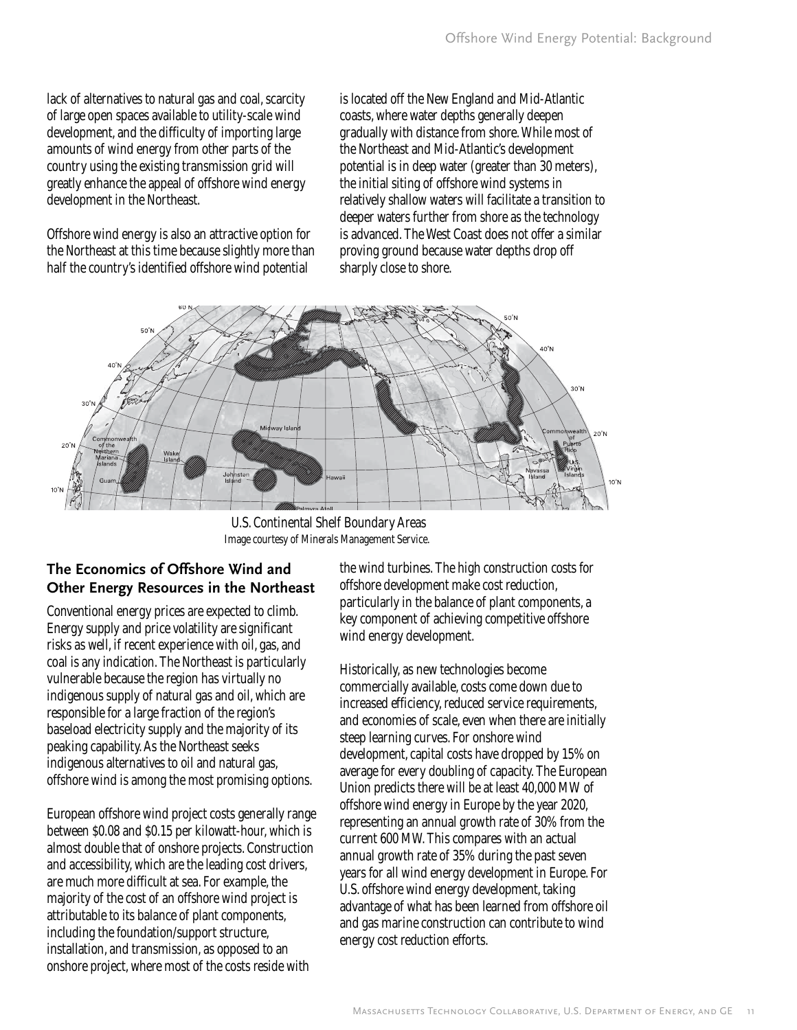lack of alternatives to natural gas and coal, scarcity of large open spaces available to utility-scale wind development, and the difficulty of importing large amounts of wind energy from other parts of the country using the existing transmission grid will greatly enhance the appeal of offshore wind energy development in the Northeast.

Offshore wind energy is also an attractive option for the Northeast at this time because slightly more than half the country's identified offshore wind potential is located off the New England and Mid-Atlantic coasts, where water depths generally deepen gradually with distance from shore. While most of the Northeast and Mid-Atlantic's development potential is in deep water (greater than 30 meters), the initial siting of offshore wind systems in relatively shallow waters will facilitate a transition to deeper waters further from shore as the technology is advanced. The West Coast does not offer a similar proving ground because water depths drop off sharply close to shore.

U.S. Continental Shelf Boundary Areas
*Image courtesy of Minerals Management Service.*

## The Economics of Offshore Wind and Other Energy Resources in the Northeast

Conventional energy prices are expected to climb. Energy supply and price volatility are significant risks as well, if recent experience with oil, gas, and coal is any indication. The Northeast is particularly vulnerable because the region has virtually no indigenous supply of natural gas and oil, which are responsible for a large fraction of the region's baseload electricity supply and the majority of its peaking capability. As the Northeast seeks indigenous alternatives to oil and natural gas, offshore wind is among the most promising options.

European offshore wind project costs generally range between $0.08 and $0.15 per kilowatt-hour, which is almost double that of onshore projects. Construction and accessibility, which are the leading cost drivers, are much more difficult at sea. For example, the majority of the cost of an offshore wind project is attributable to its balance of plant components, including the foundation/support structure, installation, and transmission, as opposed to an onshore project, where most of the costs reside with the wind turbines. The high construction costs for offshore development make cost reduction, particularly in the balance of plant components, a key component of achieving competitive offshore wind energy development.

Historically, as new technologies become commercially available, costs come down due to increased efficiency, reduced service requirements, and economies of scale, even when there are initially steep learning curves. For onshore wind development, capital costs have dropped by 15% on average for every doubling of capacity. The European Union predicts there will be at least 40,000 MW of offshore wind energy in Europe by the year 2020, representing an annual growth rate of 30% from the current 600 MW. This compares with an actual annual growth rate of 35% during the past seven years for all wind energy development in Europe. For U.S. offshore wind energy development, taking advantage of what has been learned from offshore oil and gas marine construction can contribute to wind energy cost reduction efforts.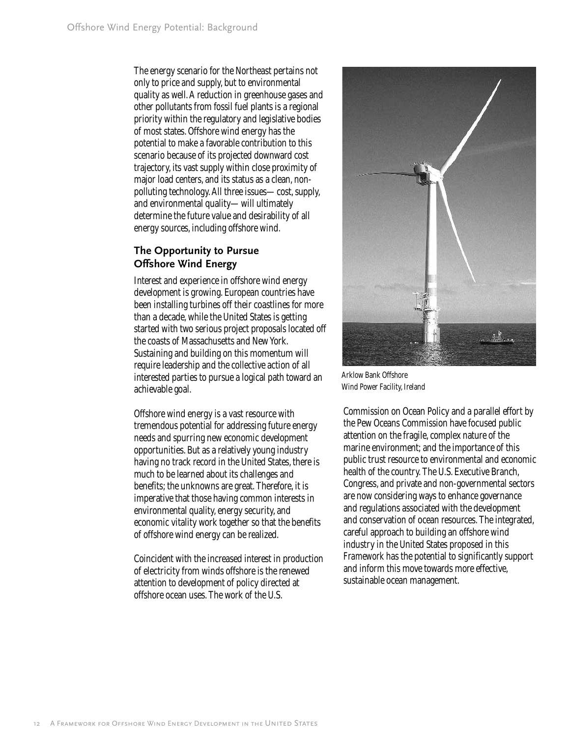The energy scenario for the Northeast pertains not only to price and supply, but to environmental quality as well. A reduction in greenhouse gases and other pollutants from fossil fuel plants is a regional priority within the regulatory and legislative bodies of most states. Offshore wind energy has the potential to make a favorable contribution to this scenario because of its projected downward cost trajectory, its vast supply within close proximity of major load centers, and its status as a clean, non-polluting technology. All three issues— cost, supply, and environmental quality— will ultimately determine the future value and desirability of all energy sources, including offshore wind.

## The Opportunity to Pursue Offshore Wind Energy

Interest and experience in offshore wind energy development is growing. European countries have been installing turbines off their coastlines for more than a decade, while the United States is getting started with two serious project proposals located off the coasts of Massachusetts and New York. Sustaining and building on this momentum will require leadership and the collective action of all interested parties to pursue a logical path toward an achievable goal.

Offshore wind energy is a vast resource with tremendous potential for addressing future energy needs and spurring new economic development opportunities. But as a relatively young industry having no track record in the United States, there is much to be learned about its challenges and benefits; the unknowns are great. Therefore, it is imperative that those having common interests in environmental quality, energy security, and economic vitality work together so that the benefits of offshore wind energy can be realized.

Coincident with the increased interest in production of electricity from winds offshore is the renewed attention to development of policy directed at offshore ocean uses. The work of the U.S. Commission on Ocean Policy and a parallel effort by the Pew Oceans Commission have focused public attention on the fragile, complex nature of the marine environment; and the importance of this public trust resource to environmental and economic health of the country. The U.S. Executive Branch, Congress, and private and non-governmental sectors are now considering ways to enhance governance and regulations associated with the development and conservation of ocean resources. The integrated, careful approach to building an offshore wind industry in the United States proposed in this *Framework* has the potential to significantly support and inform this move towards more effective, sustainable ocean management.

Arklow Bank Offshore Wind Power Facility, Ireland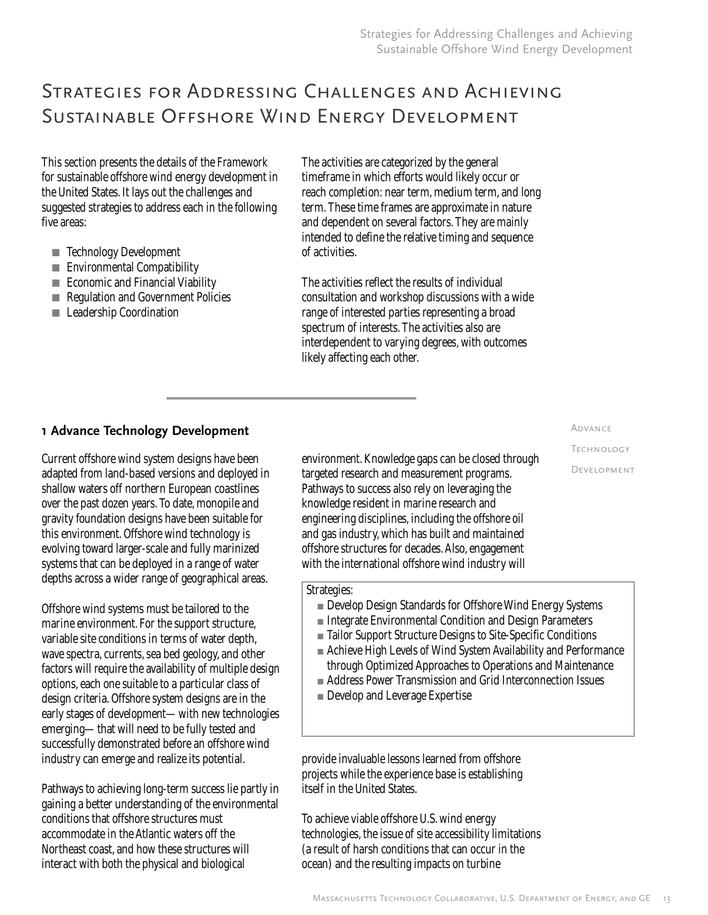# Strategies for Addressing Challenges and Achieving Sustainable Offshore Wind Energy Development

This section presents the details of the *Framework* for sustainable offshore wind energy development in the United States. It lays out the challenges and suggested strategies to address each in the following five areas:

- Technology Development
- Environmental Compatibility
- Economic and Financial Viability
- Regulation and Government Policies
- Leadership Coordination

The activities are categorized by the general timeframe in which efforts would likely occur or reach completion: near term, medium term, and long term. These time frames are approximate in nature and dependent on several factors. They are mainly intended to define the relative timing and sequence of activities.

The activities reflect the results of individual consultation and workshop discussions with a wide range of interested parties representing a broad spectrum of interests. The activities also are interdependent to varying degrees, with outcomes likely affecting each other.

## 1 Advance Technology Development

Current offshore wind system designs have been adapted from land-based versions and deployed in shallow waters off northern European coastlines over the past dozen years. To date, monopile and gravity foundation designs have been suitable for this environment. Offshore wind technology is evolving toward larger-scale and fully marinized systems that can be deployed in a range of water depths across a wider range of geographical areas.

Offshore wind systems must be tailored to the marine environment. For the support structure, variable site conditions in terms of water depth, wave spectra, currents, sea bed geology, and other factors will require the availability of multiple design options, each one suitable to a particular class of design criteria. Offshore system designs are in the early stages of development— with new technologies emerging— that will need to be fully tested and successfully demonstrated before an offshore wind industry can emerge and realize its potential.

Pathways to achieving long-term success lie partly in gaining a better understanding of the environmental conditions that offshore structures must accommodate in the Atlantic waters off the Northeast coast, and how these structures will interact with both the physical and biological environment. Knowledge gaps can be closed through targeted research and measurement programs. Pathways to success also rely on leveraging the knowledge resident in marine research and engineering disciplines, including the offshore oil and gas industry, which has built and maintained offshore structures for decades. Also, engagement with the international offshore wind industry will provide invaluable lessons learned from offshore projects while the experience base is establishing itself in the United States.

Strategies:

- Develop Design Standards for Offshore Wind Energy Systems
- Integrate Environmental Condition and Design Parameters
- Tailor Support Structure Designs to Site-Specific Conditions
- Achieve High Levels of Wind System Availability and Performance through Optimized Approaches to Operations and Maintenance
- Address Power Transmission and Grid Interconnection Issues
- Develop and Leverage Expertise

To achieve viable offshore U.S. wind energy technologies, the issue of site accessibility limitations (a result of harsh conditions that can occur in the ocean) and the resulting impacts on turbine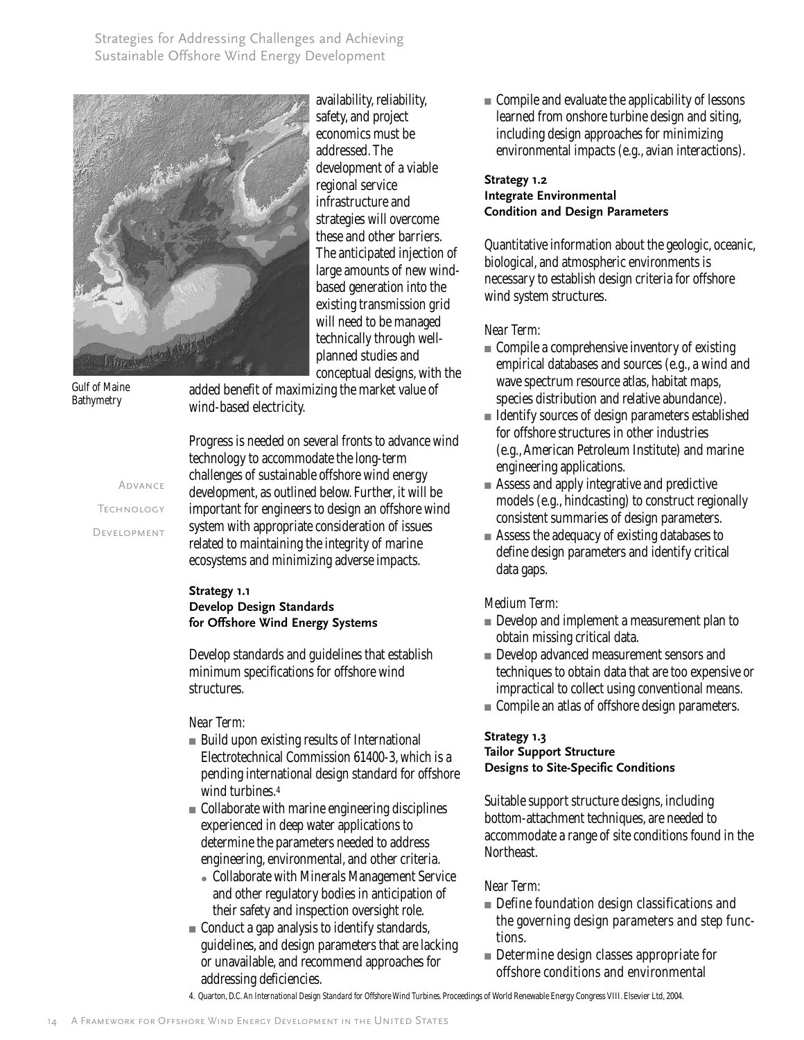availability, reliability, safety, and project economics must be addressed. The development of a viable regional service infrastructure and strategies will overcome these and other barriers. The anticipated injection of large amounts of new wind-based generation into the existing transmission grid will need to be managed technically through well-planned studies and conceptual designs, with the added benefit of maximizing the market value of wind-based electricity.

Gulf of Maine Bathymetry

## Advance Technology Development

Progress is needed on several fronts to advance wind technology to accommodate the long-term challenges of sustainable offshore wind energy development, as outlined below. Further, it will be important for engineers to design an offshore wind system with appropriate consideration of issues related to maintaining the integrity of marine ecosystems and minimizing adverse impacts.

### Strategy 1.1
### Develop Design Standards for Offshore Wind Energy Systems

Develop standards and guidelines that establish minimum specifications for offshore wind structures.

*Near Term:*

- Build upon existing results of International Electrotechnical Commission 61400-3, which is a pending international design standard for offshore wind turbines.[4]
- Collaborate with marine engineering disciplines experienced in deep water applications to determine the parameters needed to address engineering, environmental, and other criteria.
  - Collaborate with Minerals Management Service and other regulatory bodies in anticipation of their safety and inspection oversight role.
- Conduct a gap analysis to identify standards, guidelines, and design parameters that are lacking or unavailable, and recommend approaches for addressing deficiencies.
- Compile and evaluate the applicability of lessons learned from onshore turbine design and siting, including design approaches for minimizing environmental impacts (e.g., avian interactions).

### Strategy 1.2
### Integrate Environmental Condition and Design Parameters

Quantitative information about the geologic, oceanic, biological, and atmospheric environments is necessary to establish design criteria for offshore wind system structures.

*Near Term:*

- Compile a comprehensive inventory of existing empirical databases and sources (e.g., a wind and wave spectrum resource atlas, habitat maps, species distribution and relative abundance).
- Identify sources of design parameters established for offshore structures in other industries (e.g., American Petroleum Institute) and marine engineering applications.
- Assess and apply integrative and predictive models (e.g., hindcasting) to construct regionally consistent summaries of design parameters.
- Assess the adequacy of existing databases to define design parameters and identify critical data gaps.

*Medium Term:*

- Develop and implement a measurement plan to obtain missing critical data.
- Develop advanced measurement sensors and techniques to obtain data that are too expensive or impractical to collect using conventional means.
- Compile an atlas of offshore design parameters.

### Strategy 1.3
### Tailor Support Structure Designs to Site-Specific Conditions

Suitable support structure designs, including bottom-attachment techniques, are needed to accommodate a range of site conditions found in the Northeast.

*Near Term:*

- Define foundation design classifications and the governing design parameters and step functions.
- Determine design classes appropriate for offshore conditions and environmental

4. Quarton, D.C. *An International Design Standard for Offshore Wind Turbines.* Proceedings of World Renewable Energy Congress VIII. Elsevier Ltd, 2004.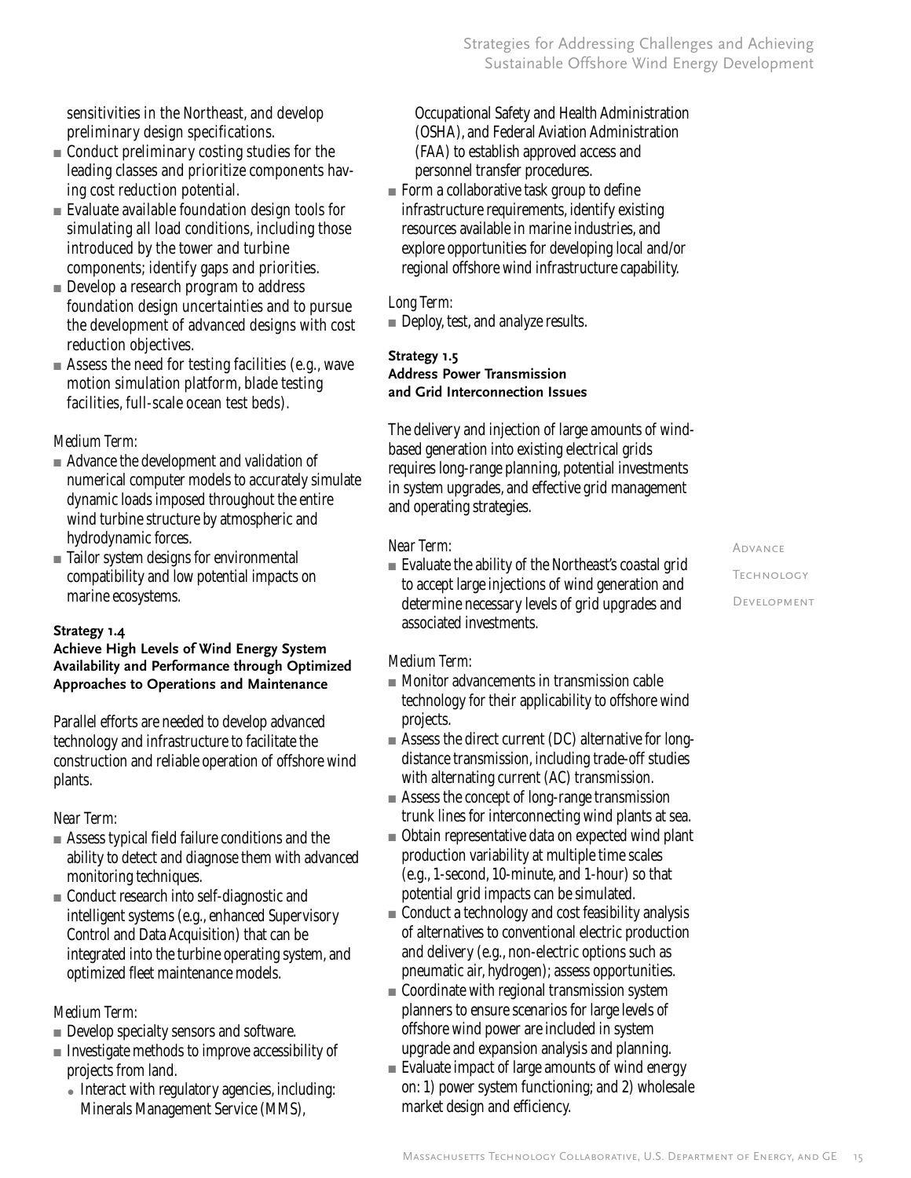sensitivities in the Northeast, and develop preliminary design specifications.

- Conduct preliminary costing studies for the leading classes and prioritize components having cost reduction potential.
- Evaluate available foundation design tools for simulating all load conditions, including those introduced by the tower and turbine components; identify gaps and priorities.
- Develop a research program to address foundation design uncertainties and to pursue the development of advanced designs with cost reduction objectives.
- Assess the need for testing facilities (e.g., wave motion simulation platform, blade testing facilities, full-scale ocean test beds).

*Medium Term:*

- Advance the development and validation of numerical computer models to accurately simulate dynamic loads imposed throughout the entire wind turbine structure by atmospheric and hydrodynamic forces.
- Tailor system designs for environmental compatibility and low potential impacts on marine ecosystems.

**Strategy 1.4**
**Achieve High Levels of Wind Energy System Availability and Performance through Optimized Approaches to Operations and Maintenance**

Parallel efforts are needed to develop advanced technology and infrastructure to facilitate the construction and reliable operation of offshore wind plants.

*Near Term:*

- Assess typical field failure conditions and the ability to detect and diagnose them with advanced monitoring techniques.
- Conduct research into self-diagnostic and intelligent systems (e.g., enhanced Supervisory Control and Data Acquisition) that can be integrated into the turbine operating system, and optimized fleet maintenance models.

*Medium Term:*

- Develop specialty sensors and software.
- Investigate methods to improve accessibility of projects from land.
  - Interact with regulatory agencies, including: Minerals Management Service (MMS), Occupational Safety and Health Administration (OSHA), and Federal Aviation Administration (FAA) to establish approved access and personnel transfer procedures.
- Form a collaborative task group to define infrastructure requirements, identify existing resources available in marine industries, and explore opportunities for developing local and/or regional offshore wind infrastructure capability.

*Long Term:*

- Deploy, test, and analyze results.

**Strategy 1.5**
**Address Power Transmission and Grid Interconnection Issues**

The delivery and injection of large amounts of wind-based generation into existing electrical grids requires long-range planning, potential investments in system upgrades, and effective grid management and operating strategies.

*Near Term:*

- Evaluate the ability of the Northeast's coastal grid to accept large injections of wind generation and determine necessary levels of grid upgrades and associated investments.

*Medium Term:*

- Monitor advancements in transmission cable technology for their applicability to offshore wind projects.
- Assess the direct current (DC) alternative for long-distance transmission, including trade-off studies with alternating current (AC) transmission.
- Assess the concept of long-range transmission trunk lines for interconnecting wind plants at sea.
- Obtain representative data on expected wind plant production variability at multiple time scales (e.g., 1-second, 10-minute, and 1-hour) so that potential grid impacts can be simulated.
- Conduct a technology and cost feasibility analysis of alternatives to conventional electric production and delivery (e.g., non-electric options such as pneumatic air, hydrogen); assess opportunities.
- Coordinate with regional transmission system planners to ensure scenarios for large levels of offshore wind power are included in system upgrade and expansion analysis and planning.
- Evaluate impact of large amounts of wind energy on: 1) power system functioning; and 2) wholesale market design and efficiency.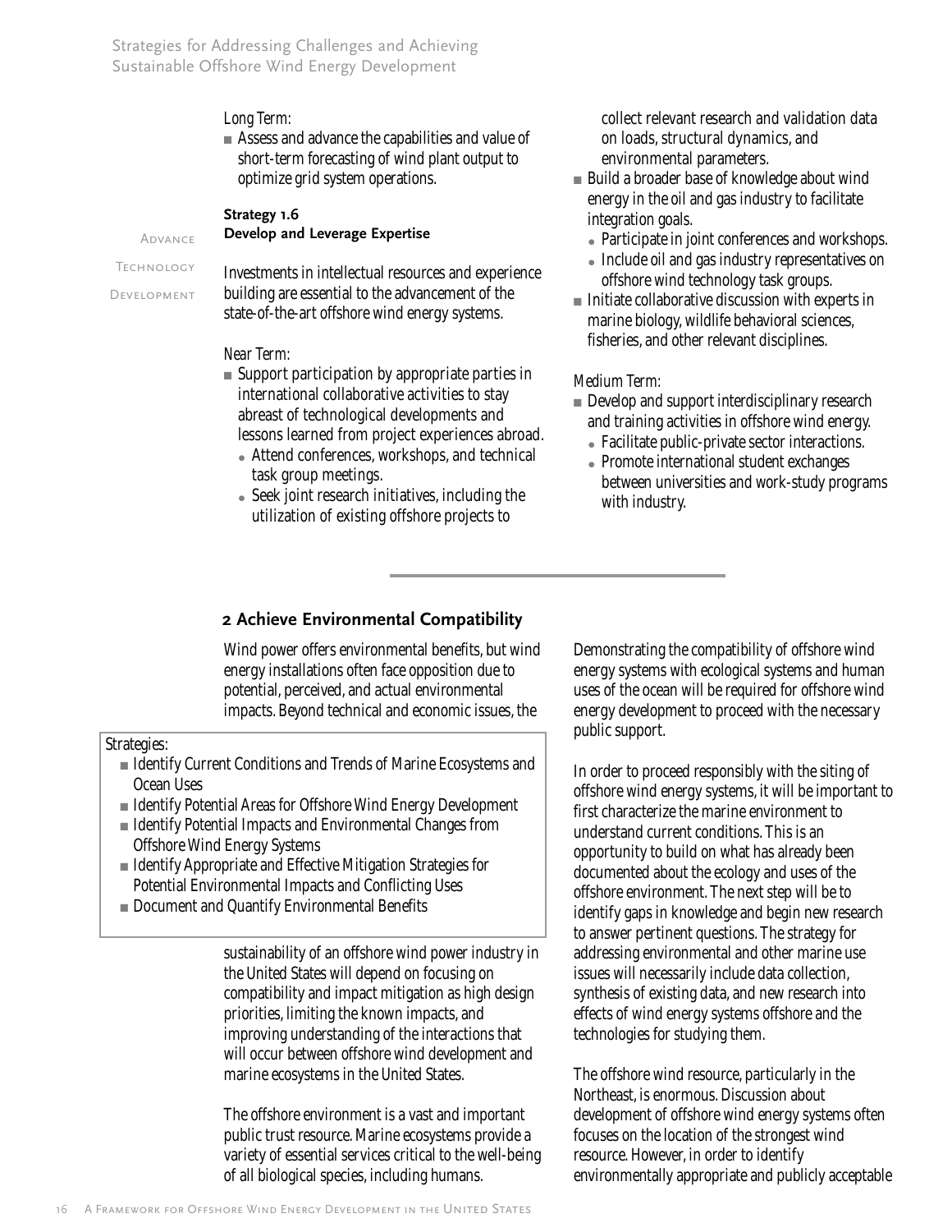*Long Term:*

- Assess and advance the capabilities and value of short-term forecasting of wind plant output to optimize grid system operations.

Advance Technology Development

**Strategy 1.6**
**Develop and Leverage Expertise**

Investments in intellectual resources and experience building are essential to the advancement of the state-of-the-art offshore wind energy systems.

*Near Term:*

- Support participation by appropriate parties in international collaborative activities to stay abreast of technological developments and lessons learned from project experiences abroad.
  - Attend conferences, workshops, and technical task group meetings.
  - Seek joint research initiatives, including the utilization of existing offshore projects to collect relevant research and validation data on loads, structural dynamics, and environmental parameters.
- Build a broader base of knowledge about wind energy in the oil and gas industry to facilitate integration goals.
  - Participate in joint conferences and workshops.
  - Include oil and gas industry representatives on offshore wind technology task groups.
- Initiate collaborative discussion with experts in marine biology, wildlife behavioral sciences, fisheries, and other relevant disciplines.

*Medium Term:*

- Develop and support interdisciplinary research and training activities in offshore wind energy.
  - Facilitate public-private sector interactions.
  - Promote international student exchanges between universities and work-study programs with industry.

## 2 Achieve Environmental Compatibility

Strategies:

- Identify Current Conditions and Trends of Marine Ecosystems and Ocean Uses
- Identify Potential Areas for Offshore Wind Energy Development
- Identify Potential Impacts and Environmental Changes from Offshore Wind Energy Systems
- Identify Appropriate and Effective Mitigation Strategies for Potential Environmental Impacts and Conflicting Uses
- Document and Quantify Environmental Benefits

Wind power offers environmental benefits, but wind energy installations often face opposition due to potential, perceived, and actual environmental impacts. Beyond technical and economic issues, the sustainability of an offshore wind power industry in the United States will depend on focusing on compatibility and impact mitigation as high design priorities, limiting the known impacts, and improving understanding of the interactions that will occur between offshore wind development and marine ecosystems in the United States.

The offshore environment is a vast and important public trust resource. Marine ecosystems provide a variety of essential services critical to the well-being of all biological species, including humans. Demonstrating the compatibility of offshore wind energy systems with ecological systems and human uses of the ocean will be required for offshore wind energy development to proceed with the necessary public support.

In order to proceed responsibly with the siting of offshore wind energy systems, it will be important to first characterize the marine environment to understand current conditions. This is an opportunity to build on what has already been documented about the ecology and uses of the offshore environment. The next step will be to identify gaps in knowledge and begin new research to answer pertinent questions. The strategy for addressing environmental and other marine use issues will necessarily include data collection, synthesis of existing data, and new research into effects of wind energy systems offshore and the technologies for studying them.

The offshore wind resource, particularly in the Northeast, is enormous. Discussion about development of offshore wind energy systems often focuses on the location of the strongest wind resource. However, in order to identify environmentally appropriate and publicly acceptable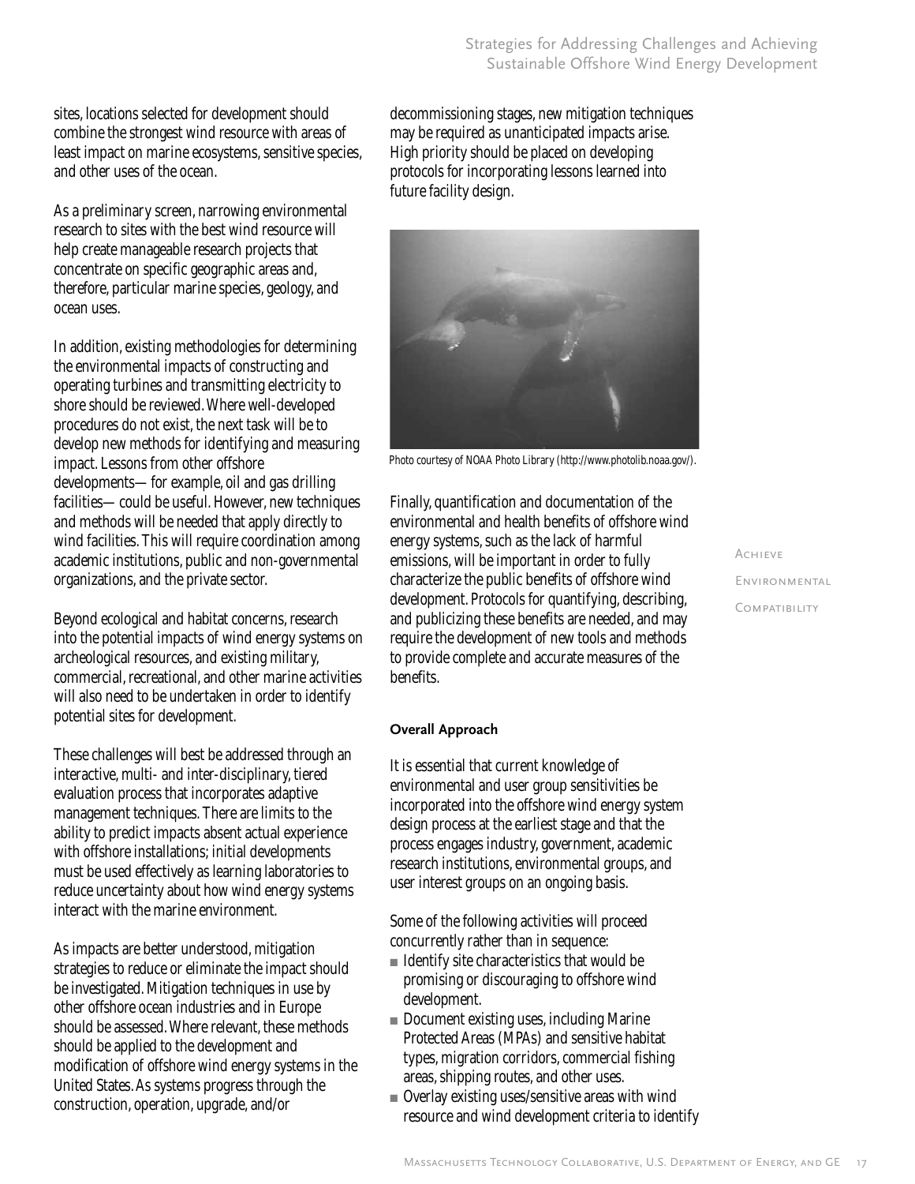sites, locations selected for development should combine the strongest wind resource with areas of least impact on marine ecosystems, sensitive species, and other uses of the ocean.

As a preliminary screen, narrowing environmental research to sites with the best wind resource will help create manageable research projects that concentrate on specific geographic areas and, therefore, particular marine species, geology, and ocean uses.

In addition, existing methodologies for determining the environmental impacts of constructing and operating turbines and transmitting electricity to shore should be reviewed. Where well-developed procedures do not exist, the next task will be to develop new methods for identifying and measuring impact. Lessons from other offshore developments— for example, oil and gas drilling facilities— could be useful. However, new techniques and methods will be needed that apply directly to wind facilities. This will require coordination among academic institutions, public and non-governmental organizations, and the private sector.

Beyond ecological and habitat concerns, research into the potential impacts of wind energy systems on archeological resources, and existing military, commercial, recreational, and other marine activities will also need to be undertaken in order to identify potential sites for development.

These challenges will best be addressed through an interactive, multi- and inter-disciplinary, tiered evaluation process that incorporates adaptive management techniques. There are limits to the ability to predict impacts absent actual experience with offshore installations; initial developments must be used effectively as learning laboratories to reduce uncertainty about how wind energy systems interact with the marine environment.

As impacts are better understood, mitigation strategies to reduce or eliminate the impact should be investigated. Mitigation techniques in use by other offshore ocean industries and in Europe should be assessed. Where relevant, these methods should be applied to the development and modification of offshore wind energy systems in the United States. As systems progress through the construction, operation, upgrade, and/or decommissioning stages, new mitigation techniques may be required as unanticipated impacts arise. High priority should be placed on developing protocols for incorporating lessons learned into future facility design.

Photo courtesy of NOAA Photo Library (http://www.photolib.noaa.gov/).

Finally, quantification and documentation of the environmental and health benefits of offshore wind energy systems, such as the lack of harmful emissions, will be important in order to fully characterize the public benefits of offshore wind development. Protocols for quantifying, describing, and publicizing these benefits are needed, and may require the development of new tools and methods to provide complete and accurate measures of the benefits.

Achieve Environmental Compatibility

**Overall Approach**

It is essential that current knowledge of environmental and user group sensitivities be incorporated into the offshore wind energy system design process at the earliest stage and that the process engages industry, government, academic research institutions, environmental groups, and user interest groups on an ongoing basis.

Some of the following activities will proceed concurrently rather than in sequence:

- Identify site characteristics that would be promising or discouraging to offshore wind development.
- Document existing uses, including Marine Protected Areas (MPAs) and sensitive habitat types, migration corridors, commercial fishing areas, shipping routes, and other uses.
- Overlay existing uses/sensitive areas with wind resource and wind development criteria to identify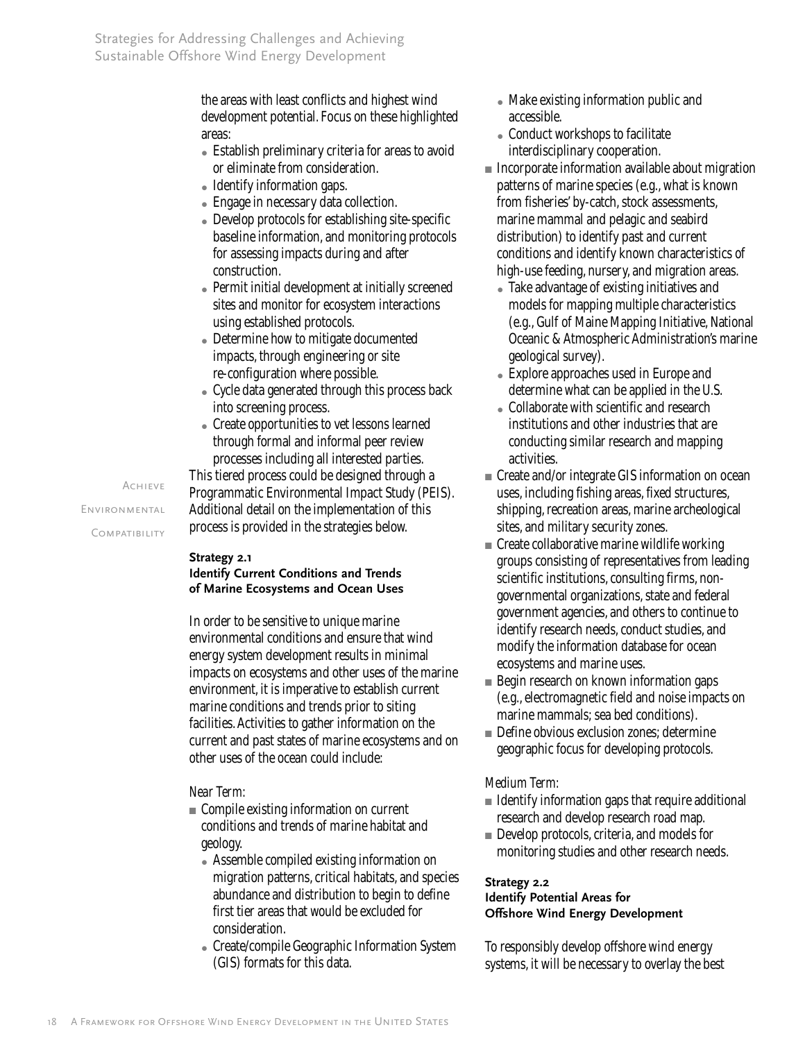the areas with least conflicts and highest wind development potential. Focus on these highlighted areas:

- Establish preliminary criteria for areas to avoid or eliminate from consideration.
- Identify information gaps.
- Engage in necessary data collection.
- Develop protocols for establishing site-specific baseline information, and monitoring protocols for assessing impacts during and after construction.
- Permit initial development at initially screened sites and monitor for ecosystem interactions using established protocols.
- Determine how to mitigate documented impacts, through engineering or site re-configuration where possible.
- Cycle data generated through this process back into screening process.
- Create opportunities to vet lessons learned through formal and informal peer review processes including all interested parties.

This tiered process could be designed through a Programmatic Environmental Impact Study (PEIS). Additional detail on the implementation of this process is provided in the strategies below.

Achieve Environmental Compatibility

#### Strategy 2.1
#### Identify Current Conditions and Trends of Marine Ecosystems and Ocean Uses

In order to be sensitive to unique marine environmental conditions and ensure that wind energy system development results in minimal impacts on ecosystems and other uses of the marine environment, it is imperative to establish current marine conditions and trends prior to siting facilities. Activities to gather information on the current and past states of marine ecosystems and on other uses of the ocean could include:

*Near Term:*

- Compile existing information on current conditions and trends of marine habitat and geology.
  - Assemble compiled existing information on migration patterns, critical habitats, and species abundance and distribution to begin to define first tier areas that would be excluded for consideration.
  - Create/compile Geographic Information System (GIS) formats for this data.
  - Make existing information public and accessible.
  - Conduct workshops to facilitate interdisciplinary cooperation.
- Incorporate information available about migration patterns of marine species (e.g., what is known from fisheries' by-catch, stock assessments, marine mammal and pelagic and seabird distribution) to identify past and current conditions and identify known characteristics of high-use feeding, nursery, and migration areas.
  - Take advantage of existing initiatives and models for mapping multiple characteristics (e.g., Gulf of Maine Mapping Initiative, National Oceanic & Atmospheric Administration's marine geological survey).
  - Explore approaches used in Europe and determine what can be applied in the U.S.
  - Collaborate with scientific and research institutions and other industries that are conducting similar research and mapping activities.
- Create and/or integrate GIS information on ocean uses, including fishing areas, fixed structures, shipping, recreation areas, marine archeological sites, and military security zones.
- Create collaborative marine wildlife working groups consisting of representatives from leading scientific institutions, consulting firms, non-governmental organizations, state and federal government agencies, and others to continue to identify research needs, conduct studies, and modify the information database for ocean ecosystems and marine uses.
- Begin research on known information gaps (e.g., electromagnetic field and noise impacts on marine mammals; sea bed conditions).
- Define obvious exclusion zones; determine geographic focus for developing protocols.

*Medium Term:*

- Identify information gaps that require additional research and develop research road map.
- Develop protocols, criteria, and models for monitoring studies and other research needs.

#### Strategy 2.2
#### Identify Potential Areas for Offshore Wind Energy Development

To responsibly develop offshore wind energy systems, it will be necessary to overlay the best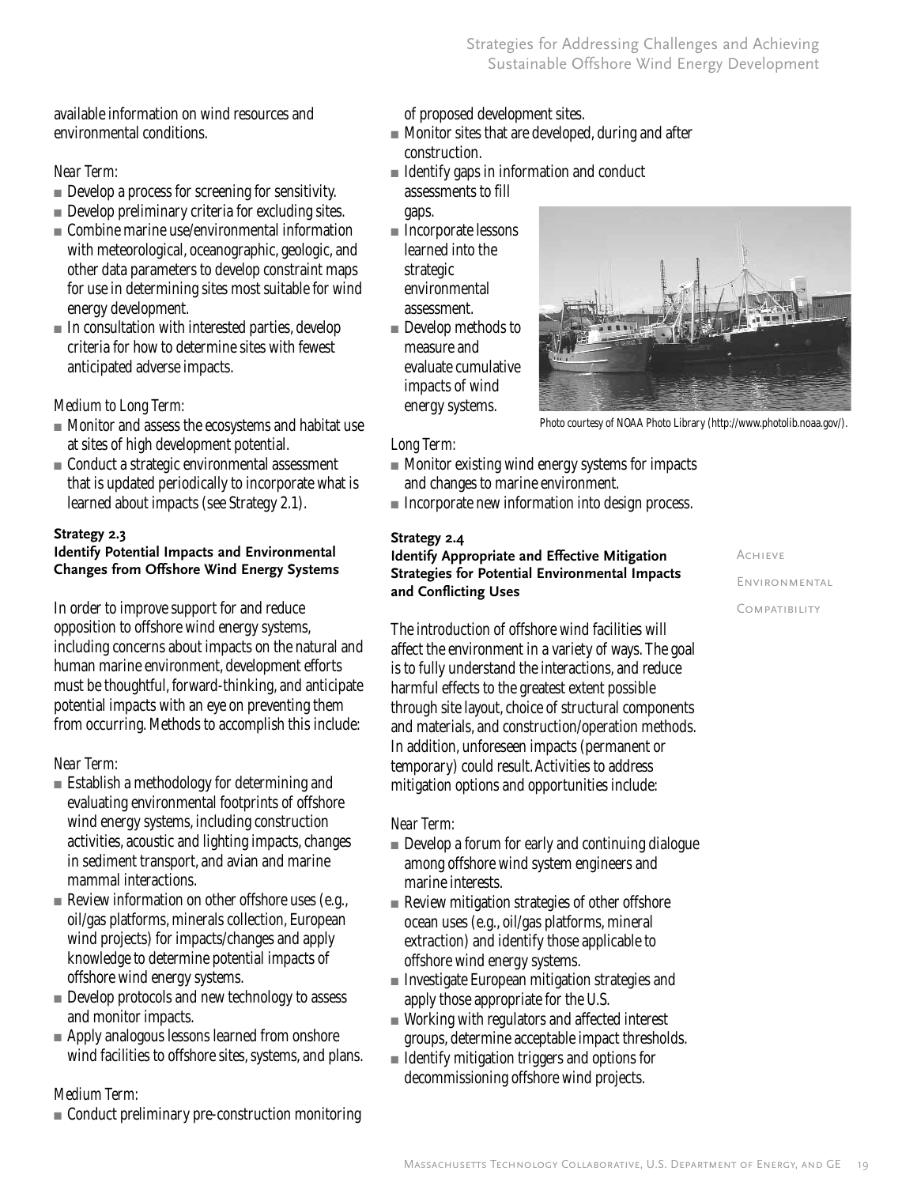available information on wind resources and environmental conditions.

*Near Term:*

- Develop a process for screening for sensitivity.
- Develop preliminary criteria for excluding sites.
- Combine marine use/environmental information with meteorological, oceanographic, geologic, and other data parameters to develop constraint maps for use in determining sites most suitable for wind energy development.
- In consultation with interested parties, develop criteria for how to determine sites with fewest anticipated adverse impacts.

*Medium to Long Term:*

- Monitor and assess the ecosystems and habitat use at sites of high development potential.
- Conduct a strategic environmental assessment that is updated periodically to incorporate what is learned about impacts (see Strategy 2.1).

**Strategy 2.3**
**Identify Potential Impacts and Environmental Changes from Offshore Wind Energy Systems**

In order to improve support for and reduce opposition to offshore wind energy systems, including concerns about impacts on the natural and human marine environment, development efforts must be thoughtful, forward-thinking, and anticipate potential impacts with an eye on preventing them from occurring. Methods to accomplish this include:

*Near Term:*

- Establish a methodology for determining and evaluating environmental footprints of offshore wind energy systems, including construction activities, acoustic and lighting impacts, changes in sediment transport, and avian and marine mammal interactions.
- Review information on other offshore uses (e.g., oil/gas platforms, minerals collection, European wind projects) for impacts/changes and apply knowledge to determine potential impacts of offshore wind energy systems.
- Develop protocols and new technology to assess and monitor impacts.
- Apply analogous lessons learned from onshore wind facilities to offshore sites, systems, and plans.

*Medium Term:*

- Conduct preliminary pre-construction monitoring of proposed development sites.
- Monitor sites that are developed, during and after construction.
- Identify gaps in information and conduct assessments to fill gaps.
- Incorporate lessons learned into the strategic environmental assessment.
- Develop methods to measure and evaluate cumulative impacts of wind energy systems.

Photo courtesy of NOAA Photo Library (http://www.photolib.noaa.gov/).

*Long Term:*

- Monitor existing wind energy systems for impacts and changes to marine environment.
- Incorporate new information into design process.

**Strategy 2.4**
**Identify Appropriate and Effective Mitigation Strategies for Potential Environmental Impacts and Conflicting Uses**

Achieve Environmental Compatibility

The introduction of offshore wind facilities will affect the environment in a variety of ways. The goal is to fully understand the interactions, and reduce harmful effects to the greatest extent possible through site layout, choice of structural components and materials, and construction/operation methods. In addition, unforeseen impacts (permanent or temporary) could result. Activities to address mitigation options and opportunities include:

*Near Term:*

- Develop a forum for early and continuing dialogue among offshore wind system engineers and marine interests.
- Review mitigation strategies of other offshore ocean uses (e.g., oil/gas platforms, mineral extraction) and identify those applicable to offshore wind energy systems.
- Investigate European mitigation strategies and apply those appropriate for the U.S.
- Working with regulators and affected interest groups, determine acceptable impact thresholds.
- Identify mitigation triggers and options for decommissioning offshore wind projects.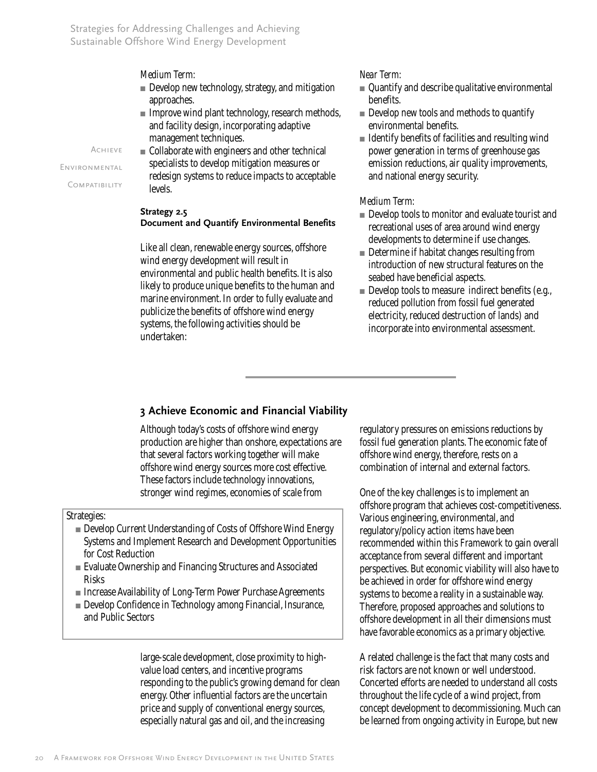*Medium Term:*

- Develop new technology, strategy, and mitigation approaches.
- Improve wind plant technology, research methods, and facility design, incorporating adaptive management techniques.
- Collaborate with engineers and other technical specialists to develop mitigation measures or redesign systems to reduce impacts to acceptable levels.

**Strategy 2.5**
**Document and Quantify Environmental Benefits**

Like all clean, renewable energy sources, offshore wind energy development will result in environmental and public health benefits. It is also likely to produce unique benefits to the human and marine environment. In order to fully evaluate and publicize the benefits of offshore wind energy systems, the following activities should be undertaken:

*Near Term:*

- Quantify and describe qualitative environmental benefits.
- Develop new tools and methods to quantify environmental benefits.
- Identify benefits of facilities and resulting wind power generation in terms of greenhouse gas emission reductions, air quality improvements, and national energy security.

*Medium Term:*

- Develop tools to monitor and evaluate tourist and recreational uses of area around wind energy developments to determine if use changes.
- Determine if habitat changes resulting from introduction of new structural features on the seabed have beneficial aspects.
- Develop tools to measure indirect benefits (e.g., reduced pollution from fossil fuel generated electricity, reduced destruction of lands) and incorporate into environmental assessment.

## 3 Achieve Economic and Financial Viability

Strategies:

- Develop Current Understanding of Costs of Offshore Wind Energy Systems and Implement Research and Development Opportunities for Cost Reduction
- Evaluate Ownership and Financing Structures and Associated Risks
- Increase Availability of Long-Term Power Purchase Agreements
- Develop Confidence in Technology among Financial, Insurance, and Public Sectors

Although today's costs of offshore wind energy production are higher than onshore, expectations are that several factors working together will make offshore wind energy sources more cost effective. These factors include technology innovations, stronger wind regimes, economies of scale from large-scale development, close proximity to high-value load centers, and incentive programs responding to the public's growing demand for clean energy. Other influential factors are the uncertain price and supply of conventional energy sources, especially natural gas and oil, and the increasing regulatory pressures on emissions reductions by fossil fuel generation plants. The economic fate of offshore wind energy, therefore, rests on a combination of internal and external factors.

One of the key challenges is to implement an offshore program that achieves cost-competitiveness. Various engineering, environmental, and regulatory/policy action items have been recommended within this *Framework* to gain overall acceptance from several different and important perspectives. But economic viability will also have to be achieved in order for offshore wind energy systems to become a reality in a sustainable way. Therefore, proposed approaches and solutions to offshore development in all their dimensions must have favorable economics as a primary objective.

A related challenge is the fact that many costs and risk factors are not known or well understood. Concerted efforts are needed to understand all costs throughout the life cycle of a wind project, from concept development to decommissioning. Much can be learned from ongoing activity in Europe, but new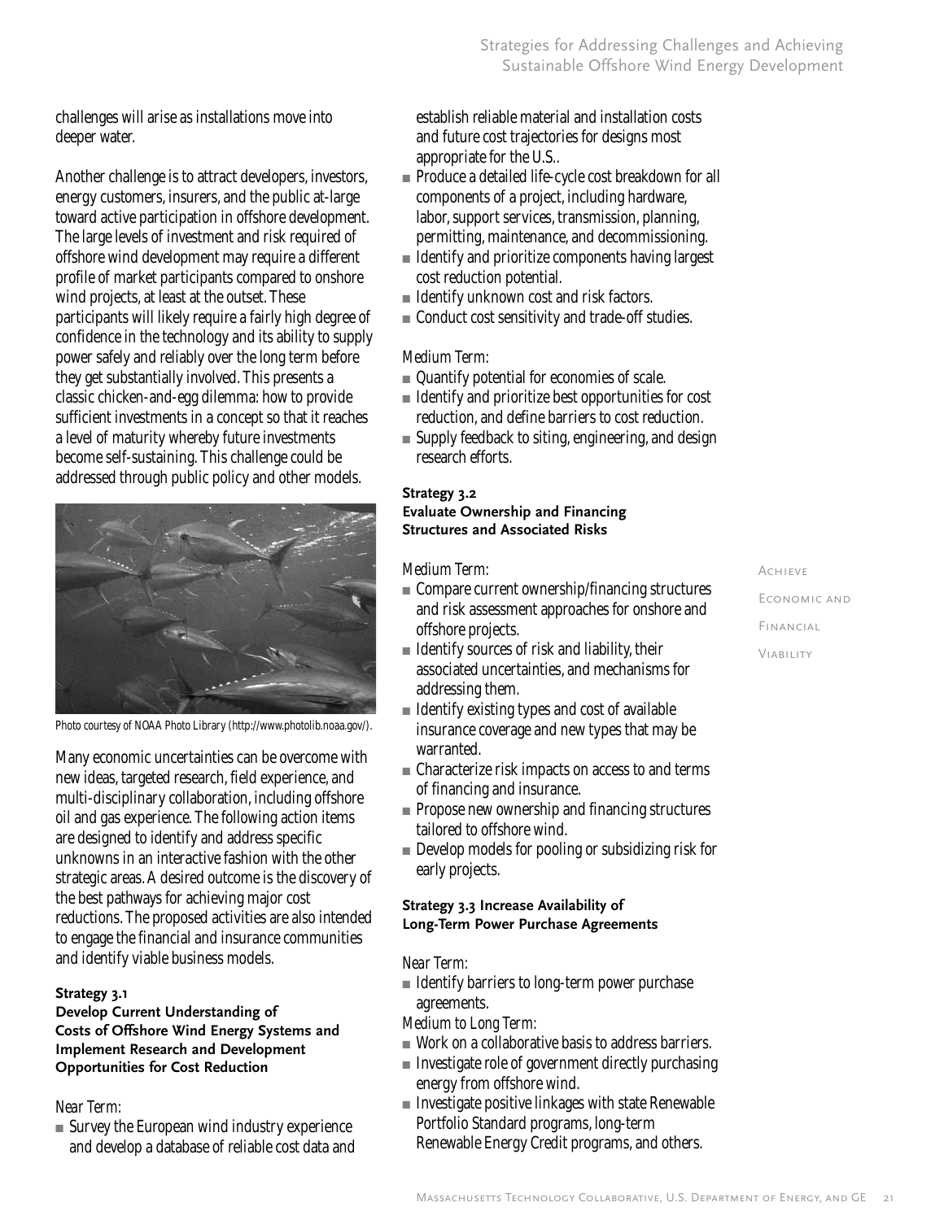challenges will arise as installations move into deeper water.

Another challenge is to attract developers, investors, energy customers, insurers, and the public at-large toward active participation in offshore development. The large levels of investment and risk required of offshore wind development may require a different profile of market participants compared to onshore wind projects, at least at the outset. These participants will likely require a fairly high degree of confidence in the technology and its ability to supply power safely and reliably over the long term before they get substantially involved. This presents a classic chicken-and-egg dilemma: how to provide sufficient investments in a concept so that it reaches a level of maturity whereby future investments become self-sustaining. This challenge could be addressed through public policy and other models.

Photo courtesy of NOAA Photo Library (http://www.photolib.noaa.gov/).

Many economic uncertainties can be overcome with new ideas, targeted research, field experience, and multi-disciplinary collaboration, including offshore oil and gas experience. The following action items are designed to identify and address specific unknowns in an interactive fashion with the other strategic areas. A desired outcome is the discovery of the best pathways for achieving major cost reductions. The proposed activities are also intended to engage the financial and insurance communities and identify viable business models.

#### Strategy 3.1 Develop Current Understanding of Costs of Offshore Wind Energy Systems and Implement Research and Development Opportunities for Cost Reduction

*Near Term:*

- Survey the European wind industry experience and develop a database of reliable cost data and establish reliable material and installation costs and future cost trajectories for designs most appropriate for the U.S..
- Produce a detailed life-cycle cost breakdown for all components of a project, including hardware, labor, support services, transmission, planning, permitting, maintenance, and decommissioning.
- Identify and prioritize components having largest cost reduction potential.
- Identify unknown cost and risk factors.
- Conduct cost sensitivity and trade-off studies.

*Medium Term:*

- Quantify potential for economies of scale.
- Identify and prioritize best opportunities for cost reduction, and define barriers to cost reduction.
- Supply feedback to siting, engineering, and design research efforts.

#### Strategy 3.2 Evaluate Ownership and Financing Structures and Associated Risks

*Medium Term:*

- Compare current ownership/financing structures and risk assessment approaches for onshore and offshore projects.
- Identify sources of risk and liability, their associated uncertainties, and mechanisms for addressing them.
- Identify existing types and cost of available insurance coverage and new types that may be warranted.
- Characterize risk impacts on access to and terms of financing and insurance.
- Propose new ownership and financing structures tailored to offshore wind.
- Develop models for pooling or subsidizing risk for early projects.

#### Strategy 3.3 Increase Availability of Long-Term Power Purchase Agreements

*Near Term:*

- Identify barriers to long-term power purchase agreements.

*Medium to Long Term:*

- Work on a collaborative basis to address barriers.
- Investigate role of government directly purchasing energy from offshore wind.
- Investigate positive linkages with state Renewable Portfolio Standard programs, long-term Renewable Energy Credit programs, and others.

Achieve Economic and Financial Viability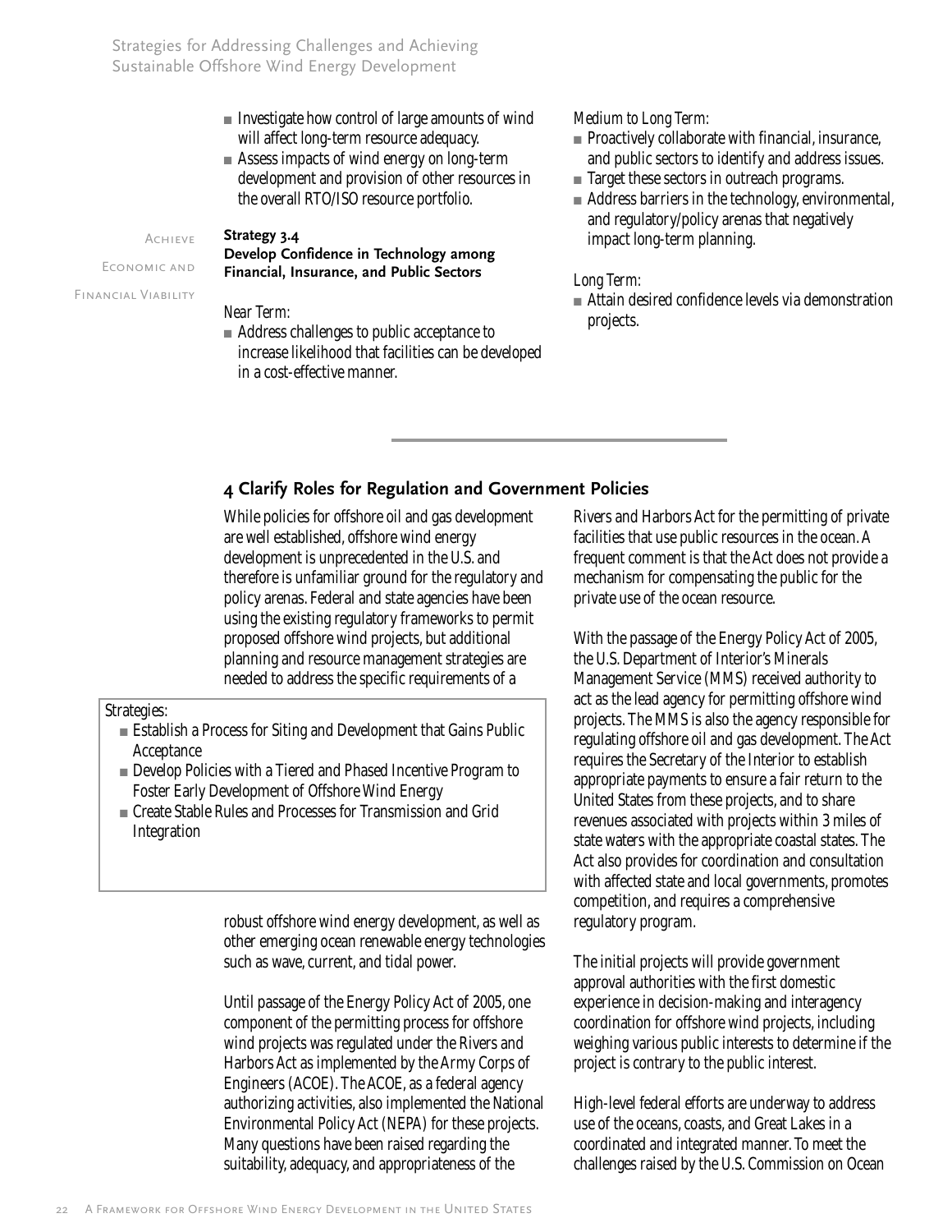- Investigate how control of large amounts of wind will affect long-term resource adequacy.
- Assess impacts of wind energy on long-term development and provision of other resources in the overall RTO/ISO resource portfolio.

Achieve Economic and Financial Viability

**Strategy 3.4**
**Develop Confidence in Technology among Financial, Insurance, and Public Sectors**

*Near Term:*

- Address challenges to public acceptance to increase likelihood that facilities can be developed in a cost-effective manner.

*Medium to Long Term:*

- Proactively collaborate with financial, insurance, and public sectors to identify and address issues.
- Target these sectors in outreach programs.
- Address barriers in the technology, environmental, and regulatory/policy arenas that negatively impact long-term planning.

*Long Term:*

- Attain desired confidence levels via demonstration projects.

## 4 Clarify Roles for Regulation and Government Policies

While policies for offshore oil and gas development are well established, offshore wind energy development is unprecedented in the U.S. and therefore is unfamiliar ground for the regulatory and policy arenas. Federal and state agencies have been using the existing regulatory frameworks to permit proposed offshore wind projects, but additional planning and resource management strategies are needed to address the specific requirements of a robust offshore wind energy development, as well as other emerging ocean renewable energy technologies such as wave, current, and tidal power.

Strategies:

- Establish a Process for Siting and Development that Gains Public Acceptance
- Develop Policies with a Tiered and Phased Incentive Program to Foster Early Development of Offshore Wind Energy
- Create Stable Rules and Processes for Transmission and Grid Integration

Until passage of the Energy Policy Act of 2005, one component of the permitting process for offshore wind projects was regulated under the Rivers and Harbors Act as implemented by the Army Corps of Engineers (ACOE). The ACOE, as a federal agency authorizing activities, also implemented the National Environmental Policy Act (NEPA) for these projects. Many questions have been raised regarding the suitability, adequacy, and appropriateness of the Rivers and Harbors Act for the permitting of private facilities that use public resources in the ocean. A frequent comment is that the Act does not provide a mechanism for compensating the public for the private use of the ocean resource.

With the passage of the Energy Policy Act of 2005, the U.S. Department of Interior's Minerals Management Service (MMS) received authority to act as the lead agency for permitting offshore wind projects. The MMS is also the agency responsible for regulating offshore oil and gas development. The Act requires the Secretary of the Interior to establish appropriate payments to ensure a fair return to the United States from these projects, and to share revenues associated with projects within 3 miles of state waters with the appropriate coastal states. The Act also provides for coordination and consultation with affected state and local governments, promotes competition, and requires a comprehensive regulatory program.

The initial projects will provide government approval authorities with the first domestic experience in decision-making and interagency coordination for offshore wind projects, including weighing various public interests to determine if the project is contrary to the public interest.

High-level federal efforts are underway to address use of the oceans, coasts, and Great Lakes in a coordinated and integrated manner. To meet the challenges raised by the U.S. Commission on Ocean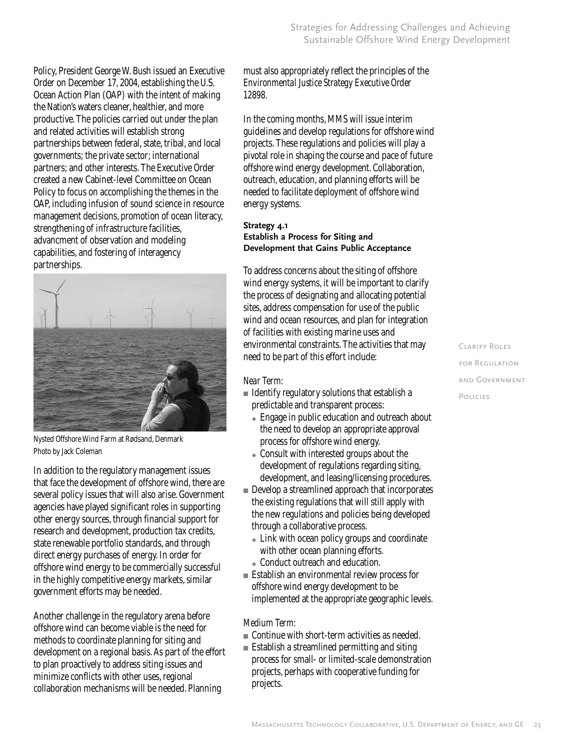Policy, President George W. Bush issued an Executive Order on December 17, 2004, establishing the U.S. Ocean Action Plan (OAP) with the intent of making the Nation's waters cleaner, healthier, and more productive. The policies carried out under the plan and related activities will establish strong partnerships between federal, state, tribal, and local governments; the private sector; international partners; and other interests. The Executive Order created a new Cabinet-level Committee on Ocean Policy to focus on accomplishing the themes in the OAP, including infusion of sound science in resource management decisions, promotion of ocean literacy, strengthening of infrastructure facilities, advancment of observation and modeling capabilities, and fostering of interagency partnerships.

Nysted Offshore Wind Farm at Rødsand, Denmark
Photo by Jack Coleman

In addition to the regulatory management issues that face the development of offshore wind, there are several policy issues that will also arise. Government agencies have played significant roles in supporting other energy sources, through financial support for research and development, production tax credits, state renewable portfolio standards, and through direct energy purchases of energy. In order for offshore wind energy to be commercially successful in the highly competitive energy markets, similar government efforts may be needed.

Another challenge in the regulatory arena before offshore wind can become viable is the need for methods to coordinate planning for siting and development on a regional basis. As part of the effort to plan proactively to address siting issues and minimize conflicts with other uses, regional collaboration mechanisms will be needed. Planning must also appropriately reflect the principles of the *Environmental Justice Strategy Executive Order 12898*.

In the coming months, MMS will issue interim guidelines and develop regulations for offshore wind projects. These regulations and policies will play a pivotal role in shaping the course and pace of future offshore wind energy development. Collaboration, outreach, education, and planning efforts will be needed to facilitate deployment of offshore wind energy systems.

**Strategy 4.1**
**Establish a Process for Siting and Development that Gains Public Acceptance**

To address concerns about the siting of offshore wind energy systems, it will be important to clarify the process of designating and allocating potential sites, address compensation for use of the public wind and ocean resources, and plan for integration of facilities with existing marine uses and environmental constraints. The activities that may need to be part of this effort include:

Clarify Roles for Regulation and Government Policies

*Near Term:*

- Identify regulatory solutions that establish a predictable and transparent process:
  - Engage in public education and outreach about the need to develop an appropriate approval process for offshore wind energy.
  - Consult with interested groups about the development of regulations regarding siting, development, and leasing/licensing procedures.
- Develop a streamlined approach that incorporates the existing regulations that will still apply with the new regulations and policies being developed through a collaborative process.
  - Link with ocean policy groups and coordinate with other ocean planning efforts.
  - Conduct outreach and education.
- Establish an environmental review process for offshore wind energy development to be implemented at the appropriate geographic levels.

*Medium Term:*

- Continue with short-term activities as needed.
- Establish a streamlined permitting and siting process for small- or limited-scale demonstration projects, perhaps with cooperative funding for projects.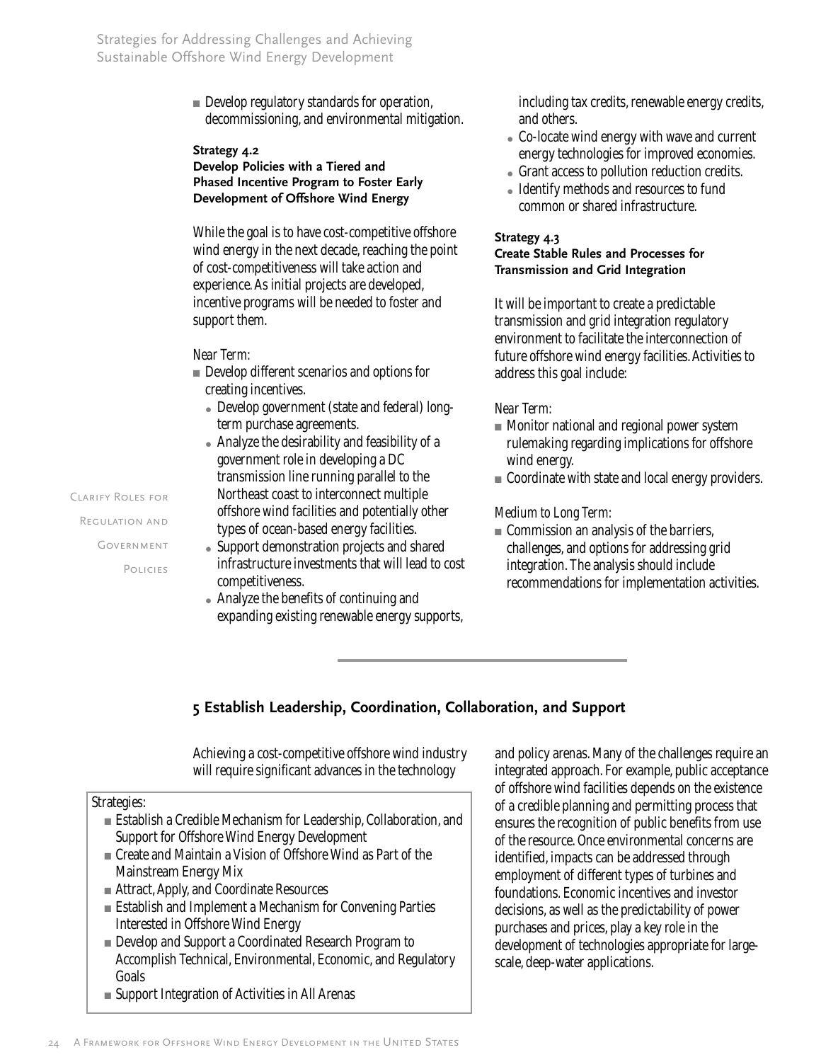- Develop regulatory standards for operation, decommissioning, and environmental mitigation.

**Strategy 4.2**
**Develop Policies with a Tiered and Phased Incentive Program to Foster Early Development of Offshore Wind Energy**

While the goal is to have cost-competitive offshore wind energy in the next decade, reaching the point of cost-competitiveness will take action and experience. As initial projects are developed, incentive programs will be needed to foster and support them.

*Near Term:*

- Develop different scenarios and options for creating incentives.
  - Develop government (state and federal) long-term purchase agreements.
  - Analyze the desirability and feasibility of a government role in developing a DC transmission line running parallel to the Northeast coast to interconnect multiple offshore wind facilities and potentially other types of ocean-based energy facilities.
  - Support demonstration projects and shared infrastructure investments that will lead to cost competitiveness.
  - Analyze the benefits of continuing and expanding existing renewable energy supports, including tax credits, renewable energy credits, and others.
  - Co-locate wind energy with wave and current energy technologies for improved economies.
  - Grant access to pollution reduction credits.
  - Identify methods and resources to fund common or shared infrastructure.

Clarify Roles for Regulation and Government Policies

**Strategy 4.3**
**Create Stable Rules and Processes for Transmission and Grid Integration**

It will be important to create a predictable transmission and grid integration regulatory environment to facilitate the interconnection of future offshore wind energy facilities. Activities to address this goal include:

*Near Term:*

- Monitor national and regional power system rulemaking regarding implications for offshore wind energy.
- Coordinate with state and local energy providers.

*Medium to Long Term:*

- Commission an analysis of the barriers, challenges, and options for addressing grid integration. The analysis should include recommendations for implementation activities.

## 5 Establish Leadership, Coordination, Collaboration, and Support

Achieving a cost-competitive offshore wind industry will require significant advances in the technology and policy arenas. Many of the challenges require an integrated approach. For example, public acceptance of offshore wind facilities depends on the existence of a credible planning and permitting process that ensures the recognition of public benefits from use of the resource. Once environmental concerns are identified, impacts can be addressed through employment of different types of turbines and foundations. Economic incentives and investor decisions, as well as the predictability of power purchases and prices, play a key role in the development of technologies appropriate for large-scale, deep-water applications.

Strategies:

- Establish a Credible Mechanism for Leadership, Collaboration, and Support for Offshore Wind Energy Development
- Create and Maintain a Vision of Offshore Wind as Part of the Mainstream Energy Mix
- Attract, Apply, and Coordinate Resources
- Establish and Implement a Mechanism for Convening Parties Interested in Offshore Wind Energy
- Develop and Support a Coordinated Research Program to Accomplish Technical, Environmental, Economic, and Regulatory Goals
- Support Integration of Activities in All Arenas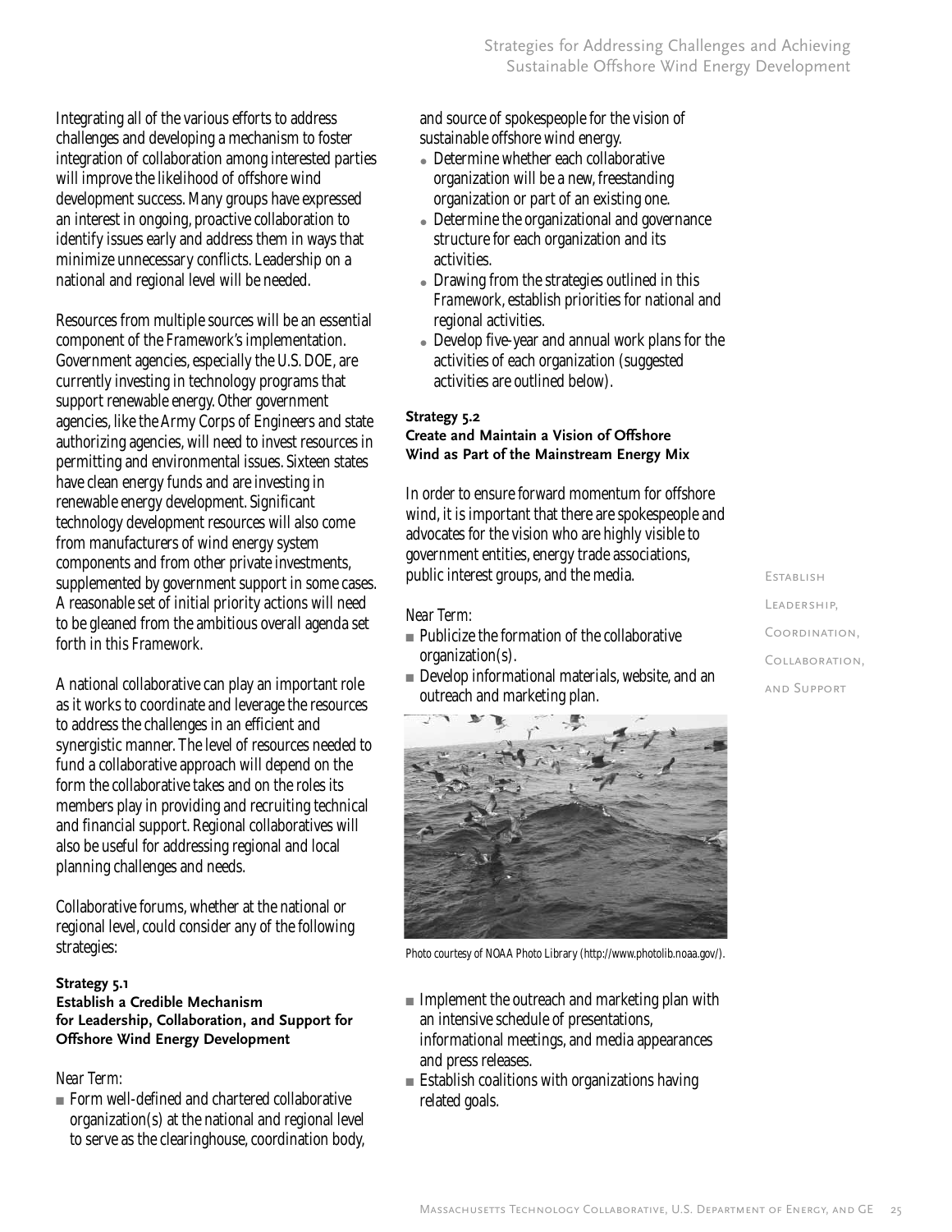Integrating all of the various efforts to address challenges and developing a mechanism to foster integration of collaboration among interested parties will improve the likelihood of offshore wind development success. Many groups have expressed an interest in ongoing, proactive collaboration to identify issues early and address them in ways that minimize unnecessary conflicts. Leadership on a national and regional level will be needed.

Resources from multiple sources will be an essential component of the *Framework's* implementation. Government agencies, especially the U.S. DOE, are currently investing in technology programs that support renewable energy. Other government agencies, like the Army Corps of Engineers and state authorizing agencies, will need to invest resources in permitting and environmental issues. Sixteen states have clean energy funds and are investing in renewable energy development. Significant technology development resources will also come from manufacturers of wind energy system components and from other private investments, supplemented by government support in some cases. A reasonable set of initial priority actions will need to be gleaned from the ambitious overall agenda set forth in this *Framework*.

A national collaborative can play an important role as it works to coordinate and leverage the resources to address the challenges in an efficient and synergistic manner. The level of resources needed to fund a collaborative approach will depend on the form the collaborative takes and on the roles its members play in providing and recruiting technical and financial support. Regional collaboratives will also be useful for addressing regional and local planning challenges and needs.

Collaborative forums, whether at the national or regional level, could consider any of the following strategies:

#### Strategy 5.1
#### Establish a Credible Mechanism for Leadership, Collaboration, and Support for Offshore Wind Energy Development

*Near Term:*

- Form well-defined and chartered collaborative organization(s) at the national and regional level to serve as the clearinghouse, coordination body, and source of spokespeople for the vision of sustainable offshore wind energy.
  - Determine whether each collaborative organization will be a new, freestanding organization or part of an existing one.
  - Determine the organizational and governance structure for each organization and its activities.
  - Drawing from the strategies outlined in this *Framework*, establish priorities for national and regional activities.
  - Develop five-year and annual work plans for the activities of each organization (suggested activities are outlined below).

#### Strategy 5.2
#### Create and Maintain a Vision of Offshore Wind as Part of the Mainstream Energy Mix

In order to ensure forward momentum for offshore wind, it is important that there are spokespeople and advocates for the vision who are highly visible to government entities, energy trade associations, public interest groups, and the media.

*Near Term:*

- Publicize the formation of the collaborative organization(s).
- Develop informational materials, website, and an outreach and marketing plan.

Photo courtesy of NOAA Photo Library (http://www.photolib.noaa.gov/).

- Implement the outreach and marketing plan with an intensive schedule of presentations, informational meetings, and media appearances and press releases.
- Establish coalitions with organizations having related goals.

Establish Leadership, Coordination, Collaboration, and Support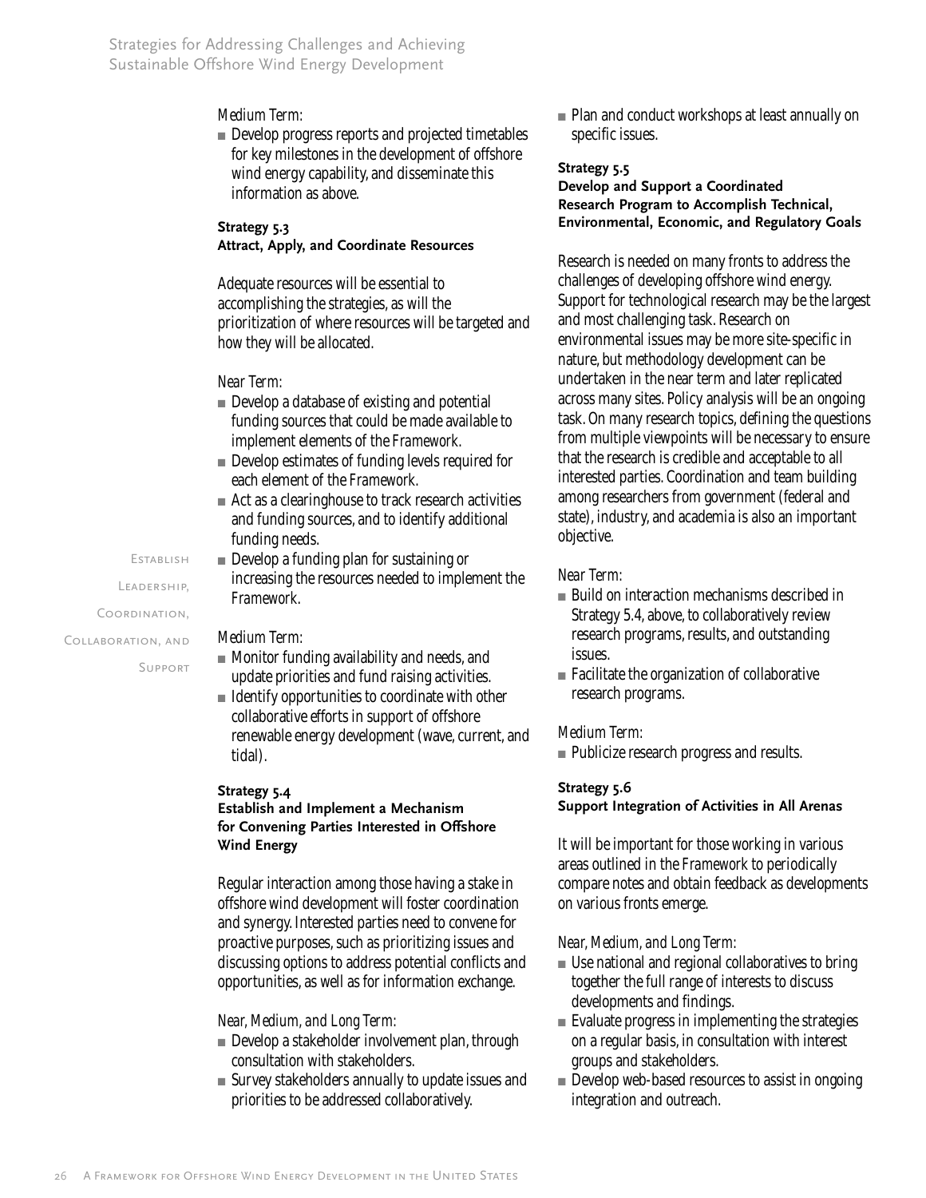*Medium Term:*

- Develop progress reports and projected timetables for key milestones in the development of offshore wind energy capability, and disseminate this information as above.

**Strategy 5.3**
**Attract, Apply, and Coordinate Resources**

Adequate resources will be essential to accomplishing the strategies, as will the prioritization of where resources will be targeted and how they will be allocated.

*Near Term:*

- Develop a database of existing and potential funding sources that could be made available to implement elements of the *Framework*.
- Develop estimates of funding levels required for each element of the *Framework*.
- Act as a clearinghouse to track research activities and funding sources, and to identify additional funding needs.
- Develop a funding plan for sustaining or increasing the resources needed to implement the *Framework*.

*Medium Term:*

- Monitor funding availability and needs, and update priorities and fund raising activities.
- Identify opportunities to coordinate with other collaborative efforts in support of offshore renewable energy development (wave, current, and tidal).

**Strategy 5.4**
**Establish and Implement a Mechanism for Convening Parties Interested in Offshore Wind Energy**

Regular interaction among those having a stake in offshore wind development will foster coordination and synergy. Interested parties need to convene for proactive purposes, such as prioritizing issues and discussing options to address potential conflicts and opportunities, as well as for information exchange.

*Near, Medium, and Long Term:*

- Develop a stakeholder involvement plan, through consultation with stakeholders.
- Survey stakeholders annually to update issues and priorities to be addressed collaboratively.
- Plan and conduct workshops at least annually on specific issues.

**Strategy 5.5**
**Develop and Support a Coordinated Research Program to Accomplish Technical, Environmental, Economic, and Regulatory Goals**

Research is needed on many fronts to address the challenges of developing offshore wind energy. Support for technological research may be the largest and most challenging task. Research on environmental issues may be more site-specific in nature, but methodology development can be undertaken in the near term and later replicated across many sites. Policy analysis will be an ongoing task. On many research topics, defining the questions from multiple viewpoints will be necessary to ensure that the research is credible and acceptable to all interested parties. Coordination and team building among researchers from government (federal and state), industry, and academia is also an important objective.

*Near Term:*

- Build on interaction mechanisms described in Strategy 5.4, above, to collaboratively review research programs, results, and outstanding issues.
- Facilitate the organization of collaborative research programs.

*Medium Term:*

- Publicize research progress and results.

**Strategy 5.6**
**Support Integration of Activities in All Arenas**

It will be important for those working in various areas outlined in the *Framework* to periodically compare notes and obtain feedback as developments on various fronts emerge.

*Near, Medium, and Long Term:*

- Use national and regional collaboratives to bring together the full range of interests to discuss developments and findings.
- Evaluate progress in implementing the strategies on a regular basis, in consultation with interest groups and stakeholders.
- Develop web-based resources to assist in ongoing integration and outreach.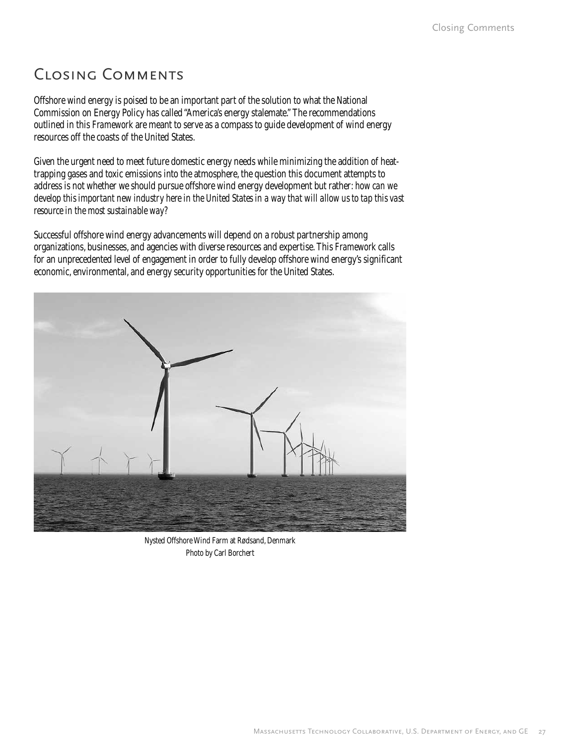# Closing Comments

Offshore wind energy is poised to be an important part of the solution to what the National Commission on Energy Policy has called "America's energy stalemate." The recommendations outlined in this *Framework* are meant to serve as a compass to guide development of wind energy resources off the coasts of the United States.

Given the urgent need to meet future domestic energy needs while minimizing the addition of heat-trapping gases and toxic emissions into the atmosphere, the question this document attempts to address is not whether we should pursue offshore wind energy development but rather: *how can we develop this important new industry here in the United States in a way that will allow us to tap this vast resource in the most sustainable way?*

Successful offshore wind energy advancements will depend on a robust partnership among organizations, businesses, and agencies with diverse resources and expertise. This *Framework* calls for an unprecedented level of engagement in order to fully develop offshore wind energy's significant economic, environmental, and energy security opportunities for the United States.

Nysted Offshore Wind Farm at Rødsand, Denmark
Photo by Carl Borchert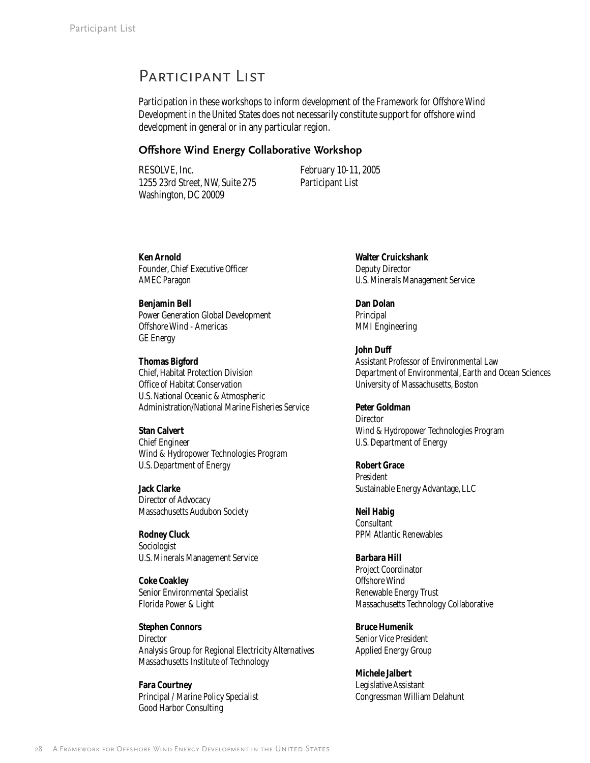# Participant List

Participation in these workshops to inform development of the *Framework for Offshore Wind Development in the United States* does not necessarily constitute support for offshore wind development in general or in any particular region.

## Offshore Wind Energy Collaborative Workshop

RESOLVE, Inc.
1255 23rd Street, NW, Suite 275
Washington, DC 20009

February 10-11, 2005
Participant List

**Ken Arnold**
Founder, Chief Executive Officer
AMEC Paragon

**Benjamin Bell**
Power Generation Global Development
Offshore Wind - Americas
GE Energy

**Thomas Bigford**
Chief, Habitat Protection Division
Office of Habitat Conservation
U.S. National Oceanic & Atmospheric Administration/National Marine Fisheries Service

**Stan Calvert**
Chief Engineer
Wind & Hydropower Technologies Program
U.S. Department of Energy

**Jack Clarke**
Director of Advocacy
Massachusetts Audubon Society

**Rodney Cluck**
Sociologist
U.S. Minerals Management Service

**Coke Coakley**
Senior Environmental Specialist
Florida Power & Light

**Stephen Connors**
Director
Analysis Group for Regional Electricity Alternatives
Massachusetts Institute of Technology

**Fara Courtney**
Principal / Marine Policy Specialist
Good Harbor Consulting

**Walter Cruickshank**
Deputy Director
U.S. Minerals Management Service

**Dan Dolan**
Principal
MMI Engineering

**John Duff**
Assistant Professor of Environmental Law
Department of Environmental, Earth and Ocean Sciences
University of Massachusetts, Boston

**Peter Goldman**
Director
Wind & Hydropower Technologies Program
U.S. Department of Energy

**Robert Grace**
President
Sustainable Energy Advantage, LLC

**Neil Habig**
Consultant
PPM Atlantic Renewables

**Barbara Hill**
Project Coordinator
Offshore Wind
Renewable Energy Trust
Massachusetts Technology Collaborative

**Bruce Humenik**
Senior Vice President
Applied Energy Group

**Michele Jalbert**
Legislative Assistant
Congressman William Delahunt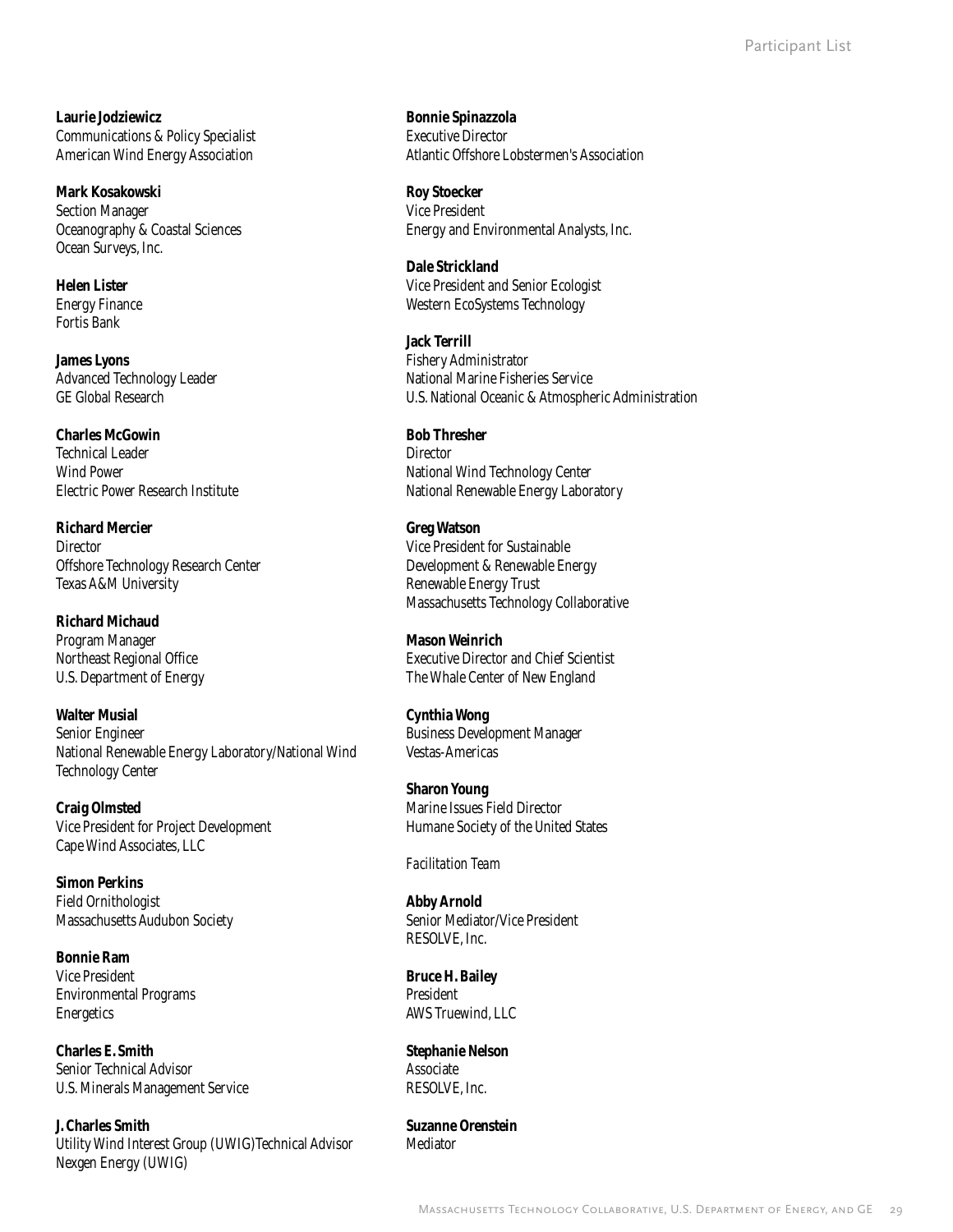**Laurie Jodziewicz**
Communications & Policy Specialist
American Wind Energy Association

**Mark Kosakowski**
Section Manager
Oceanography & Coastal Sciences
Ocean Surveys, Inc.

**Helen Lister**
Energy Finance
Fortis Bank

**James Lyons**
Advanced Technology Leader
GE Global Research

**Charles McGowin**
Technical Leader
Wind Power
Electric Power Research Institute

**Richard Mercier**
Director
Offshore Technology Research Center
Texas A&M University

**Richard Michaud**
Program Manager
Northeast Regional Office
U.S. Department of Energy

**Walter Musial**
Senior Engineer
National Renewable Energy Laboratory/National Wind Technology Center

**Craig Olmsted**
Vice President for Project Development
Cape Wind Associates, LLC

**Simon Perkins**
Field Ornithologist
Massachusetts Audubon Society

**Bonnie Ram**
Vice President
Environmental Programs
Energetics

**Charles E. Smith**
Senior Technical Advisor
U.S. Minerals Management Service

**J. Charles Smith**
Utility Wind Interest Group (UWIG)Technical Advisor
Nexgen Energy (UWIG)

**Bonnie Spinazzola**
Executive Director
Atlantic Offshore Lobstermen's Association

**Roy Stoecker**
Vice President
Energy and Environmental Analysts, Inc.

**Dale Strickland**
Vice President and Senior Ecologist
Western EcoSystems Technology

**Jack Terrill**
Fishery Administrator
National Marine Fisheries Service
U.S. National Oceanic & Atmospheric Administration

**Bob Thresher**
Director
National Wind Technology Center
National Renewable Energy Laboratory

**Greg Watson**
Vice President for Sustainable Development & Renewable Energy
Renewable Energy Trust
Massachusetts Technology Collaborative

**Mason Weinrich**
Executive Director and Chief Scientist
The Whale Center of New England

**Cynthia Wong**
Business Development Manager
Vestas-Americas

**Sharon Young**
Marine Issues Field Director
Humane Society of the United States

*Facilitation Team*

**Abby Arnold**
Senior Mediator/Vice President
RESOLVE, Inc.

**Bruce H. Bailey**
President
AWS Truewind, LLC

**Stephanie Nelson**
Associate
RESOLVE, Inc.

**Suzanne Orenstein**
Mediator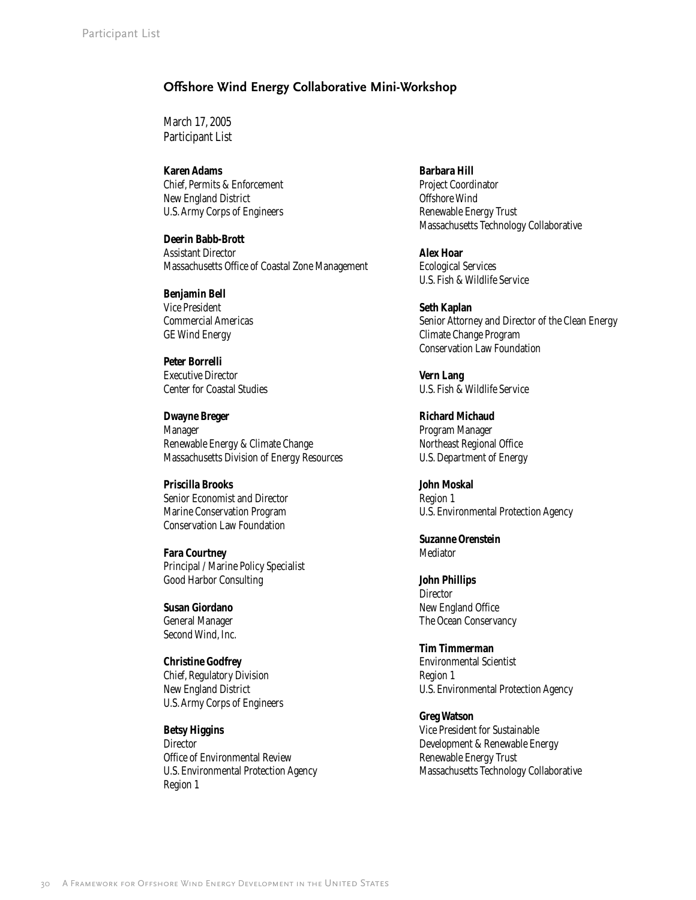## Offshore Wind Energy Collaborative Mini-Workshop

March 17, 2005
Participant List

**Karen Adams**
Chief, Permits & Enforcement
New England District
U.S. Army Corps of Engineers

**Deerin Babb-Brott**
Assistant Director
Massachusetts Office of Coastal Zone Management

**Benjamin Bell**
Vice President
Commercial Americas
GE Wind Energy

**Peter Borrelli**
Executive Director
Center for Coastal Studies

**Dwayne Breger**
Manager
Renewable Energy & Climate Change
Massachusetts Division of Energy Resources

**Priscilla Brooks**
Senior Economist and Director
Marine Conservation Program
Conservation Law Foundation

**Fara Courtney**
Principal / Marine Policy Specialist
Good Harbor Consulting

**Susan Giordano**
General Manager
Second Wind, Inc.

**Christine Godfrey**
Chief, Regulatory Division
New England District
U.S. Army Corps of Engineers

**Betsy Higgins**
Director
Office of Environmental Review
U.S. Environmental Protection Agency
Region 1

**Barbara Hill**
Project Coordinator
Offshore Wind
Renewable Energy Trust
Massachusetts Technology Collaborative

**Alex Hoar**
Ecological Services
U.S. Fish & Wildlife Service

**Seth Kaplan**
Senior Attorney and Director of the Clean Energy
Climate Change Program
Conservation Law Foundation

**Vern Lang**
U.S. Fish & Wildlife Service

**Richard Michaud**
Program Manager
Northeast Regional Office
U.S. Department of Energy

**John Moskal**
Region 1
U.S. Environmental Protection Agency

**Suzanne Orenstein**
Mediator

**John Phillips**
Director
New England Office
The Ocean Conservancy

**Tim Timmerman**
Environmental Scientist
Region 1
U.S. Environmental Protection Agency

**Greg Watson**
Vice President for Sustainable
Development & Renewable Energy
Renewable Energy Trust
Massachusetts Technology Collaborative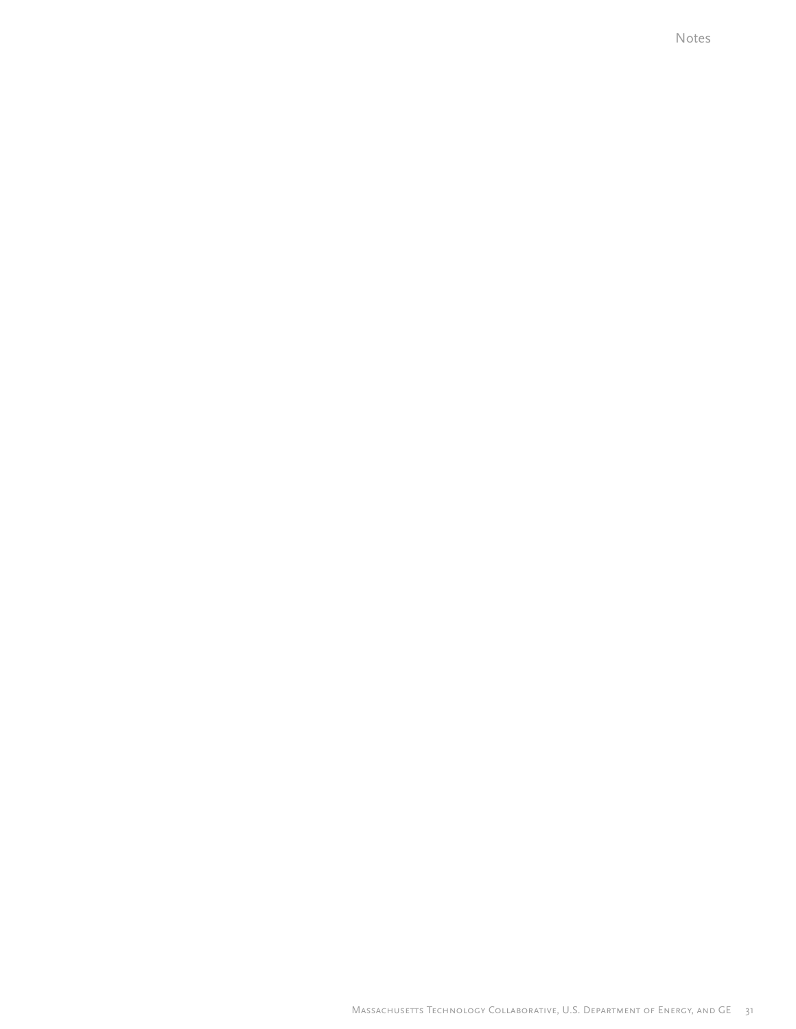# Notes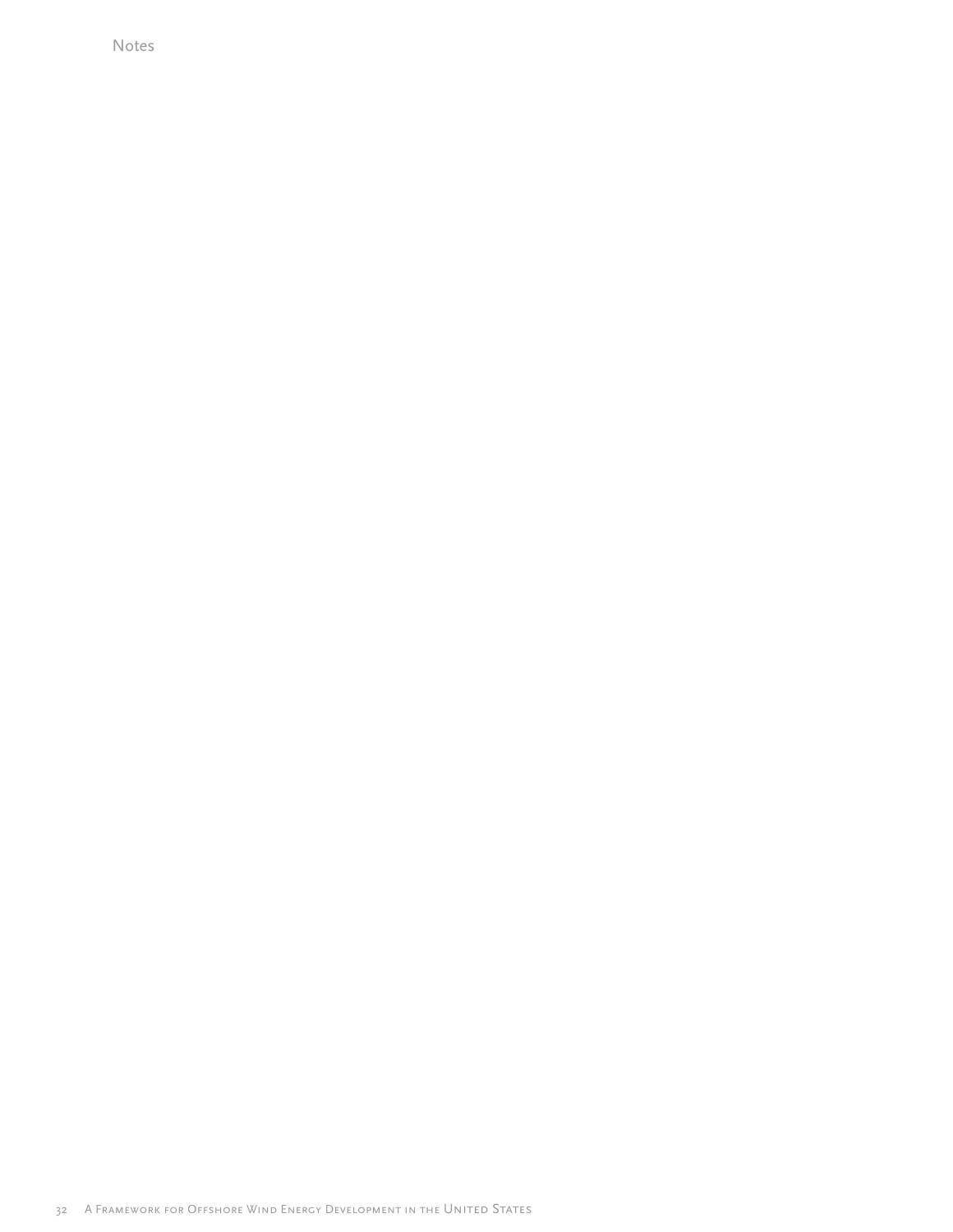Notes